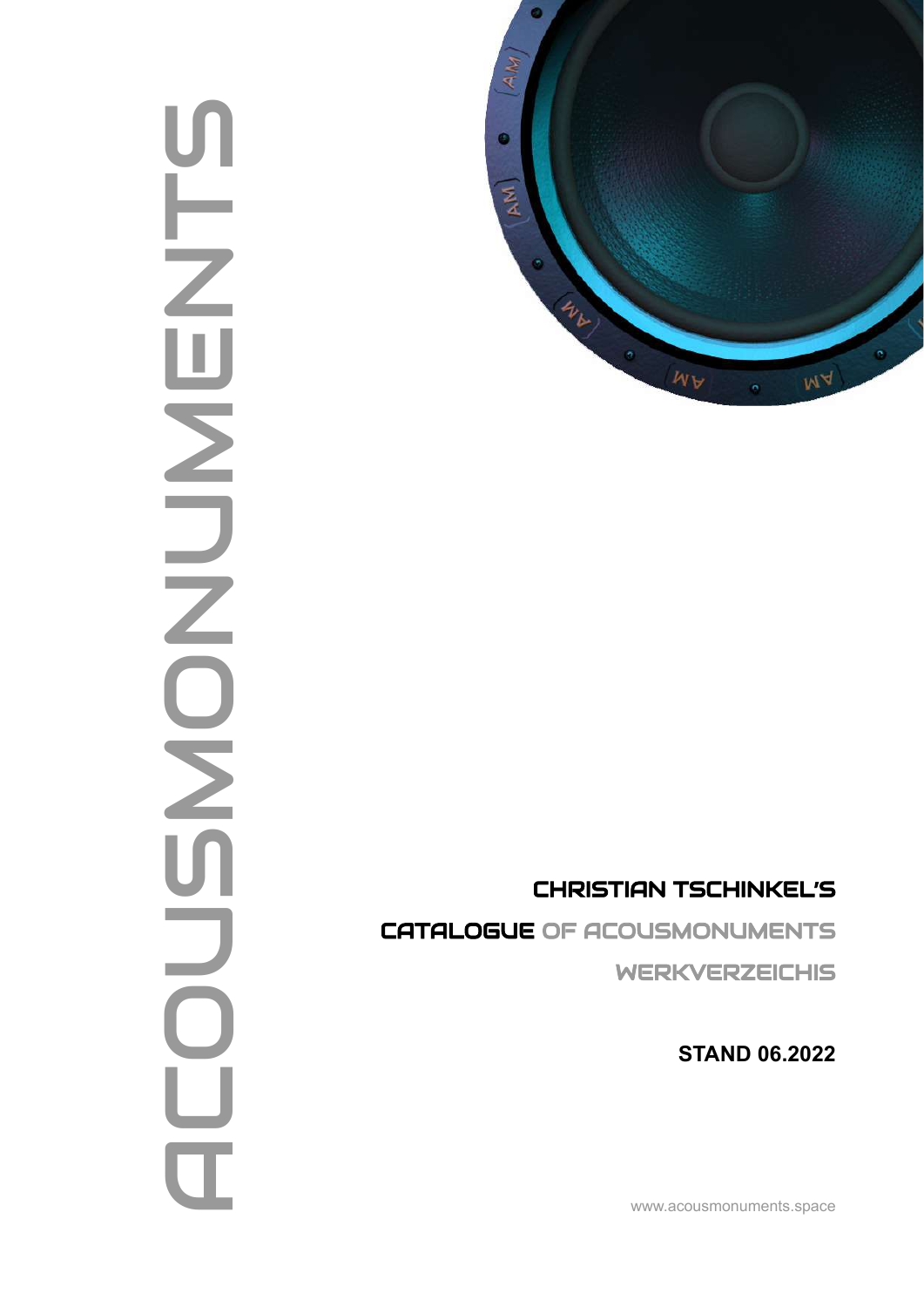# ACOUSMONUMENTS

## CHRISTIAN TSCHINKEL'S

## CATALOGUE OF ACOUSMONUMENTS

## WERKVERZEICHIS

**STAND 06.2022**

www.acousmonuments.space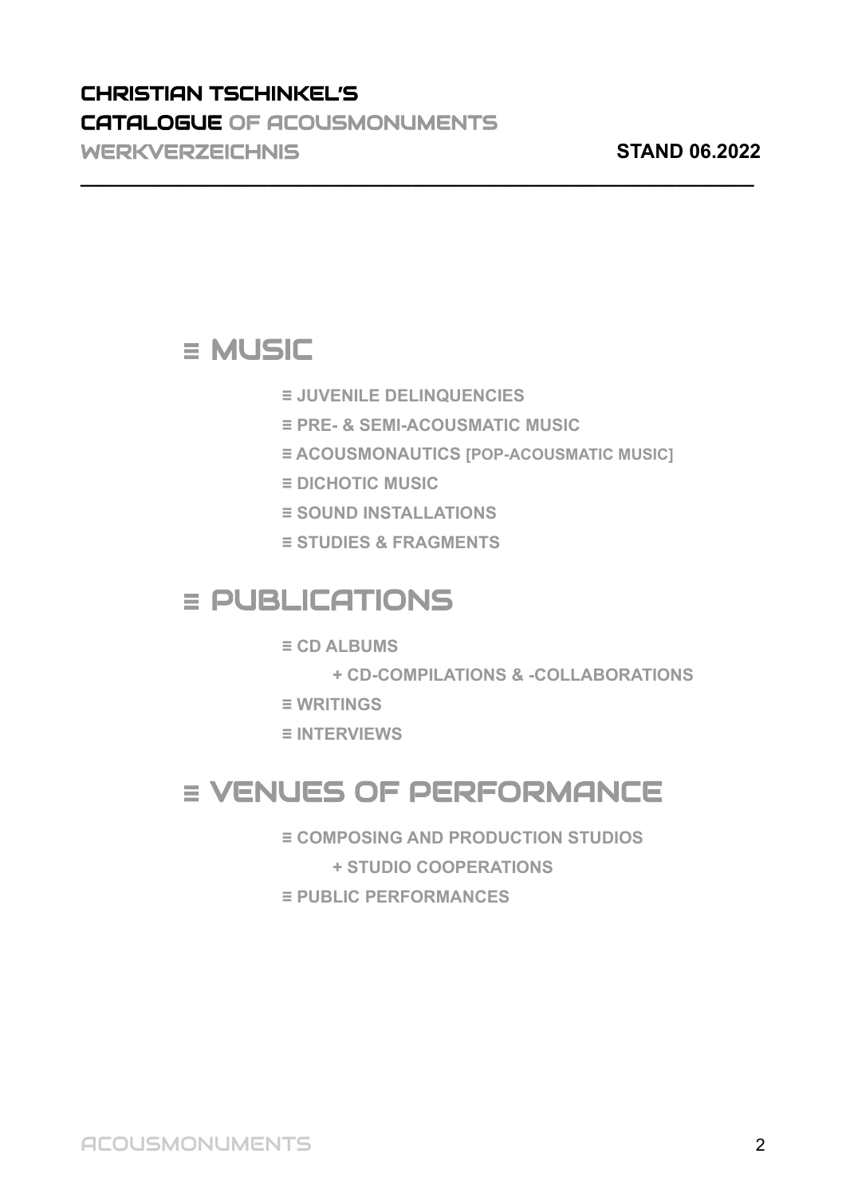# CHRISTIAN TSCHINKEL'S CATALOGUE OF ACOUSMONUMENTS WERKVERZEICHNIS

**STAND 06.2022**

---

## ≡ MUSIC

- ≡ JUVENILE DELINQUENCIES
- ≡ PRE- & SEMI-ACOUSMATIC MUSIC
- ≡ ACOUSMONAUTICS [POP-ACOUSMATIC MUSIC]
- ≡ DICHOTIC MUSIC
- ≡ SOUND INSTALLATIONS
- ≡ STUDIES & FRAGMENTS

## ≡ PUBLICATIONS

- ≡ CD ALBUMS
    - + CD-COMPILATIONS & -COLLABORATIONS
- ≡ WRITINGS
- ≡ INTERVIEWS

## ≡ VENUES OF PERFORMANCE

- ≡ COMPOSING AND PRODUCTION STUDIOS
    - + STUDIO COOPERATIONS
- ≡ PUBLIC PERFORMANCES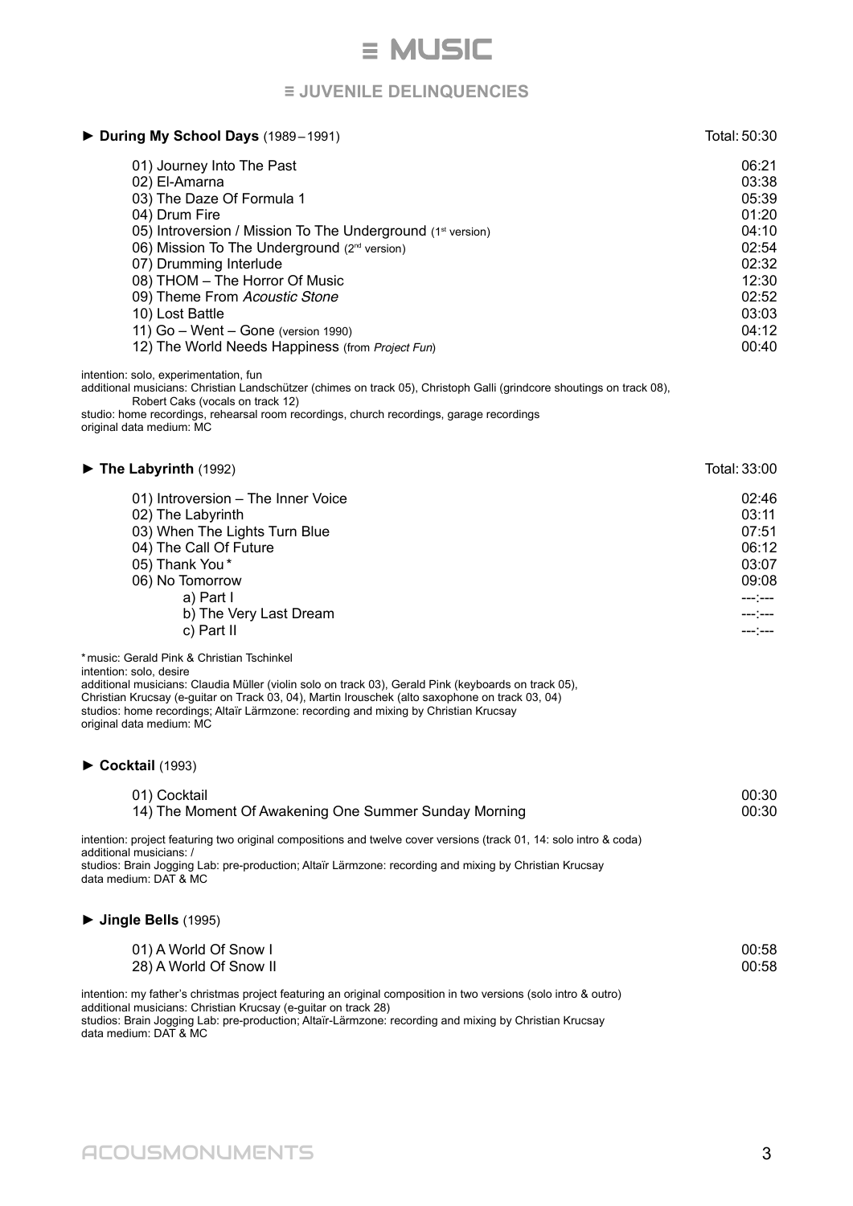# ≡ MUSIC

## ≡ JUVENILE DELINQUENCIES

### ► During My School Days (1989 – 1991) — Total: 50:30

| Track | Time |
|---|---|
| 01) Journey Into The Past | 06:21 |
| 02) El-Amarna | 03:38 |
| 03) The Daze Of Formula 1 | 05:39 |
| 04) Drum Fire | 01:20 |
| 05) Introversion / Mission To The Underground (1st version) | 04:10 |
| 06) Mission To The Underground (2nd version) | 02:54 |
| 07) Drumming Interlude | 02:32 |
| 08) THOM – The Horror Of Music | 12:30 |
| 09) Theme From *Acoustic Stone* | 02:52 |
| 10) Lost Battle | 03:03 |
| 11) Go – Went – Gone (version 1990) | 04:12 |
| 12) The World Needs Happiness (from *Project Fun*) | 00:40 |

intention: solo, experimentation, fun
additional musicians: Christian Landschützer (chimes on track 05), Christoph Galli (grindcore shoutings on track 08), Robert Caks (vocals on track 12)
studio: home recordings, rehearsal room recordings, church recordings, garage recordings
original data medium: MC

### ► The Labyrinth (1992) — Total: 33:00

| Track | Time |
|---|---|
| 01) Introversion – The Inner Voice | 02:46 |
| 02) The Labyrinth | 03:11 |
| 03) When The Lights Turn Blue | 07:51 |
| 04) The Call Of Future | 06:12 |
| 05) Thank You* | 03:07 |
| 06) No Tomorrow | 09:08 |
| a) Part I | ---:--- |
| b) The Very Last Dream | ---:--- |
| c) Part II | ---:--- |

*music: Gerald Pink & Christian Tschinkel
intention: solo, desire
additional musicians: Claudia Müller (violin solo on track 03), Gerald Pink (keyboards on track 05), Christian Krucsay (e-guitar on Track 03, 04), Martin Irouschek (alto saxophone on track 03, 04)
studios: home recordings; Altaïr Lärmzone: recording and mixing by Christian Krucsay
original data medium: MC

### ► Cocktail (1993)

| Track | Time |
|---|---|
| 01) Cocktail | 00:30 |
| 14) The Moment Of Awakening One Summer Sunday Morning | 00:30 |

intention: project featuring two original compositions and twelve cover versions (track 01, 14: solo intro & coda)
additional musicians: /
studios: Brain Jogging Lab: pre-production; Altaïr Lärmzone: recording and mixing by Christian Krucsay
data medium: DAT & MC

### ► Jingle Bells (1995)

| Track | Time |
|---|---|
| 01) A World Of Snow I | 00:58 |
| 28) A World Of Snow II | 00:58 |

intention: my father's christmas project featuring an original composition in two versions (solo intro & outro)
additional musicians: Christian Krucsay (e-guitar on track 28)
studios: Brain Jogging Lab: pre-production; Altaïr-Lärmzone: recording and mixing by Christian Krucsay
data medium: DAT & MC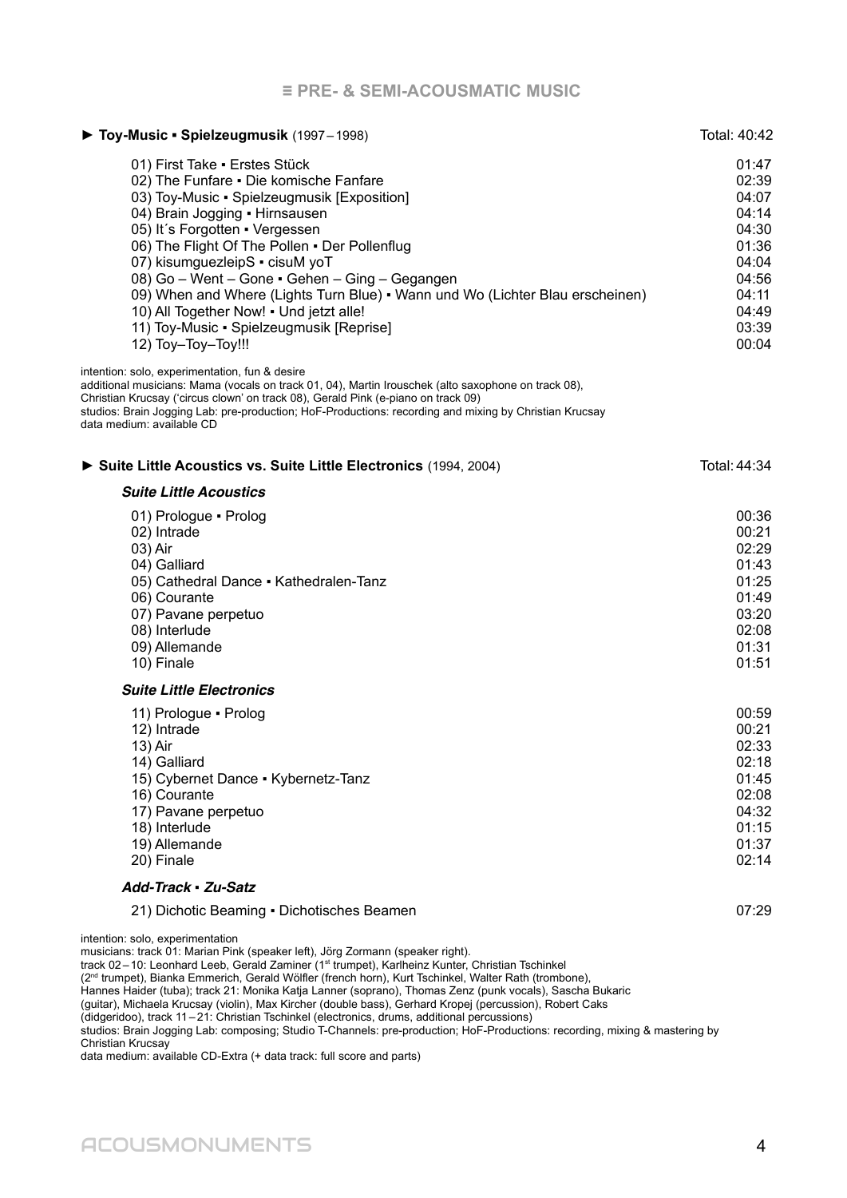## ≡ PRE- & SEMI-ACOUSMATIC MUSIC

### ► Toy-Music ▪ Spielzeugmusik (1997 – 1998) — Total: 40:42

| Track | Time |
|---|---|
| 01) First Take ▪ Erstes Stück | 01:47 |
| 02) The Funfare ▪ Die komische Fanfare | 02:39 |
| 03) Toy-Music ▪ Spielzeugmusik [Exposition] | 04:07 |
| 04) Brain Jogging ▪ Hirnsausen | 04:14 |
| 05) It´s Forgotten ▪ Vergessen | 04:30 |
| 06) The Flight Of The Pollen ▪ Der Pollenflug | 01:36 |
| 07) kisumguezleipS ▪ cisuM yoT | 04:04 |
| 08) Go – Went – Gone ▪ Gehen – Ging – Gegangen | 04:56 |
| 09) When and Where (Lights Turn Blue) ▪ Wann und Wo (Lichter Blau erscheinen) | 04:11 |
| 10) All Together Now! ▪ Und jetzt alle! | 04:49 |
| 11) Toy-Music ▪ Spielzeugmusik [Reprise] | 03:39 |
| 12) Toy–Toy–Toy!!! | 00:04 |

intention: solo, experimentation, fun & desire
additional musicians: Mama (vocals on track 01, 04), Martin Irouschek (alto saxophone on track 08), Christian Krucsay ('circus clown' on track 08), Gerald Pink (e-piano on track 09)
studios: Brain Jogging Lab: pre-production; HoF-Productions: recording and mixing by Christian Krucsay
data medium: available CD

### ► Suite Little Acoustics vs. Suite Little Electronics (1994, 2004) — Total: 44:34

***Suite Little Acoustics***

| Track | Time |
|---|---|
| 01) Prologue ▪ Prolog | 00:36 |
| 02) Intrade | 00:21 |
| 03) Air | 02:29 |
| 04) Galliard | 01:43 |
| 05) Cathedral Dance ▪ Kathedralen-Tanz | 01:25 |
| 06) Courante | 01:49 |
| 07) Pavane perpetuo | 03:20 |
| 08) Interlude | 02:08 |
| 09) Allemande | 01:31 |
| 10) Finale | 01:51 |

***Suite Little Electronics***

| Track | Time |
|---|---|
| 11) Prologue ▪ Prolog | 00:59 |
| 12) Intrade | 00:21 |
| 13) Air | 02:33 |
| 14) Galliard | 02:18 |
| 15) Cybernet Dance ▪ Kybernetz-Tanz | 01:45 |
| 16) Courante | 02:08 |
| 17) Pavane perpetuo | 04:32 |
| 18) Interlude | 01:15 |
| 19) Allemande | 01:37 |
| 20) Finale | 02:14 |

***Add-Track ▪ Zu-Satz***

| Track | Time |
|---|---|
| 21) Dichotic Beaming ▪ Dichotisches Beamen | 07:29 |

intention: solo, experimentation
musicians: track 01: Marian Pink (speaker left), Jörg Zormann (speaker right).
track 02 – 10: Leonhard Leeb, Gerald Zaminer (1st trumpet), Karlheinz Kunter, Christian Tschinkel (2nd trumpet), Bianka Emmerich, Gerald Wölfler (french horn), Kurt Tschinkel, Walter Rath (trombone), Hannes Haider (tuba); track 21: Monika Katja Lanner (soprano), Thomas Zenz (punk vocals), Sascha Bukaric (guitar), Michaela Krucsay (violin), Max Kircher (double bass), Gerhard Kropej (percussion), Robert Caks (didgeridoo), track 11 – 21: Christian Tschinkel (electronics, drums, additional percussions)
studios: Brain Jogging Lab: composing; Studio T-Channels: pre-production; HoF-Productions: recording, mixing & mastering by Christian Krucsay
data medium: available CD-Extra (+ data track: full score and parts)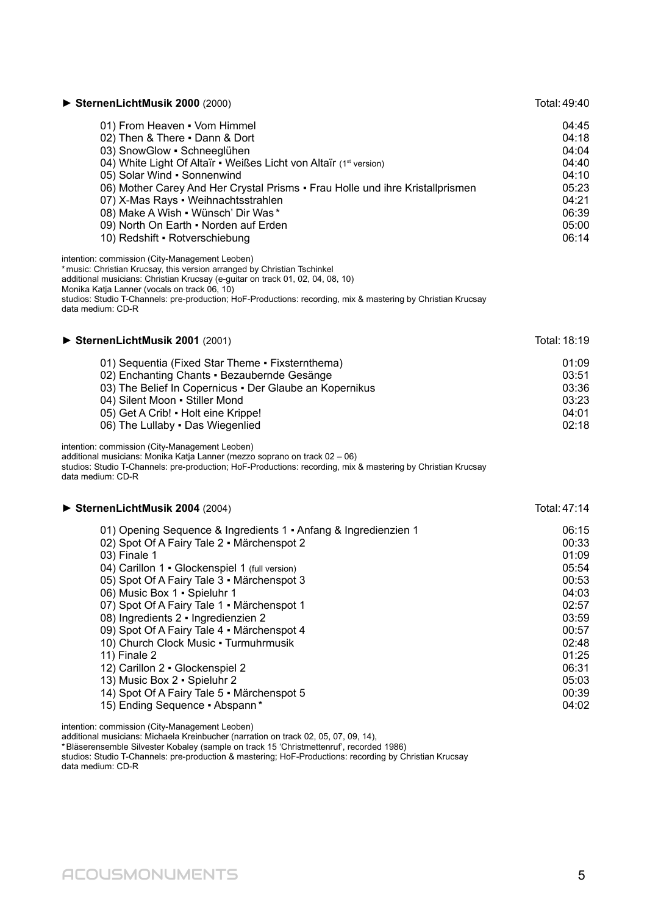### ► **SternenLichtMusik 2000** (2000) Total: 49:40

| Track | Duration |
|---|---|
| 01) From Heaven ▪ Vom Himmel | 04:45 |
| 02) Then & There ▪ Dann & Dort | 04:18 |
| 03) SnowGlow ▪ Schneeglühen | 04:04 |
| 04) White Light Of Altaïr ▪ Weißes Licht von Altaïr (1st version) | 04:40 |
| 05) Solar Wind ▪ Sonnenwind | 04:10 |
| 06) Mother Carey And Her Crystal Prisms ▪ Frau Holle und ihre Kristallprismen | 05:23 |
| 07) X-Mas Rays ▪ Weihnachtsstrahlen | 04:21 |
| 08) Make A Wish ▪ Wünsch' Dir Was* | 06:39 |
| 09) North On Earth ▪ Norden auf Erden | 05:00 |
| 10) Redshift ▪ Rotverschiebung | 06:14 |

intention: commission (City-Management Leoben)
*music: Christian Krucsay, this version arranged by Christian Tschinkel
additional musicians: Christian Krucsay (e-guitar on track 01, 02, 04, 08, 10)
Monika Katja Lanner (vocals on track 06, 10)
studios: Studio T-Channels: pre-production; HoF-Productions: recording, mix & mastering by Christian Krucsay
data medium: CD-R

### ► **SternenLichtMusik 2001** (2001) Total: 18:19

| Track | Duration |
|---|---|
| 01) Sequentia (Fixed Star Theme ▪ Fixsternthema) | 01:09 |
| 02) Enchanting Chants ▪ Bezaubernde Gesänge | 03:51 |
| 03) The Belief In Copernicus ▪ Der Glaube an Kopernikus | 03:36 |
| 04) Silent Moon ▪ Stiller Mond | 03:23 |
| 05) Get A Crib! ▪ Holt eine Krippe! | 04:01 |
| 06) The Lullaby ▪ Das Wiegenlied | 02:18 |

intention: commission (City-Management Leoben)
additional musicians: Monika Katja Lanner (mezzo soprano on track 02 – 06)
studios: Studio T-Channels: pre-production; HoF-Productions: recording, mix & mastering by Christian Krucsay
data medium: CD-R

### ► **SternenLichtMusik 2004** (2004) Total: 47:14

| Track | Duration |
|---|---|
| 01) Opening Sequence & Ingredients 1 ▪ Anfang & Ingredienzien 1 | 06:15 |
| 02) Spot Of A Fairy Tale 2 ▪ Märchenspot 2 | 00:33 |
| 03) Finale 1 | 01:09 |
| 04) Carillon 1 ▪ Glockenspiel 1 (full version) | 05:54 |
| 05) Spot Of A Fairy Tale 3 ▪ Märchenspot 3 | 00:53 |
| 06) Music Box 1 ▪ Spieluhr 1 | 04:03 |
| 07) Spot Of A Fairy Tale 1 ▪ Märchenspot 1 | 02:57 |
| 08) Ingredients 2 ▪ Ingredienzien 2 | 03:59 |
| 09) Spot Of A Fairy Tale 4 ▪ Märchenspot 4 | 00:57 |
| 10) Church Clock Music ▪ Turmuhrmusik | 02:48 |
| 11) Finale 2 | 01:25 |
| 12) Carillon 2 ▪ Glockenspiel 2 | 06:31 |
| 13) Music Box 2 ▪ Spieluhr 2 | 05:03 |
| 14) Spot Of A Fairy Tale 5 ▪ Märchenspot 5 | 00:39 |
| 15) Ending Sequence ▪ Abspann* | 04:02 |

intention: commission (City-Management Leoben)
additional musicians: Michaela Kreinbucher (narration on track 02, 05, 07, 09, 14),
*Bläserensemble Silvester Kobaley (sample on track 15 'Christmettenruf', recorded 1986)
studios: Studio T-Channels: pre-production & mastering; HoF-Productions: recording by Christian Krucsay
data medium: CD-R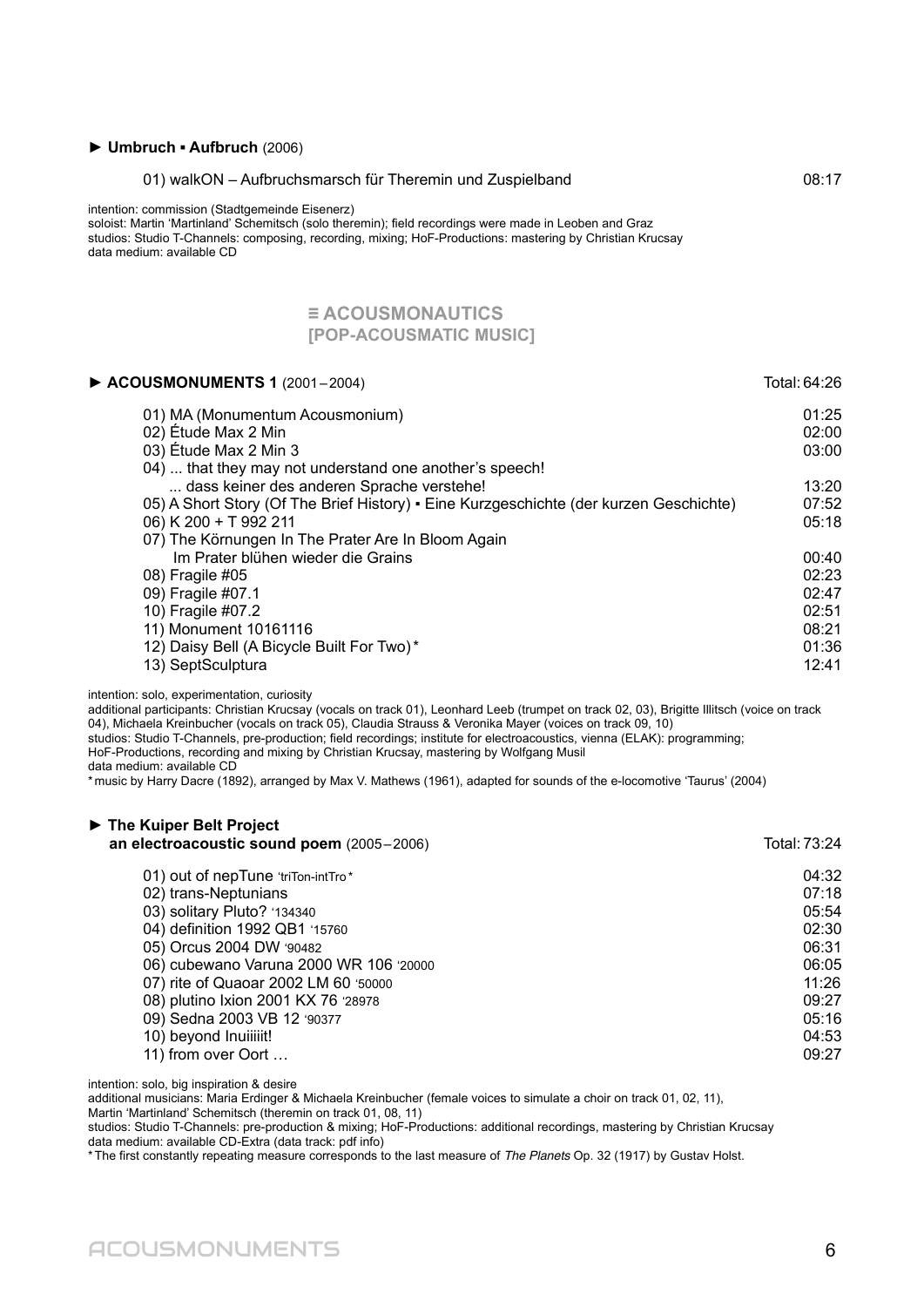### ► **Umbruch ▪ Aufbruch** (2006)

| | |
|---|---|
| 01) walkON – Aufbruchsmarsch für Theremin und Zuspielband | 08:17 |

intention: commission (Stadtgemeinde Eisenerz)
soloist: Martin 'Martinland' Schemitsch (solo theremin); field recordings were made in Leoben and Graz
studios: Studio T-Channels: composing, recording, mixing; HoF-Productions: mastering by Christian Krucsay
data medium: available CD

## ≡ ACOUSMONAUTICS [POP-ACOUSMATIC MUSIC]

### ► **ACOUSMONUMENTS 1** (2001 – 2004) — Total: 64:26

| | |
|---|---|
| 01) MA (Monumentum Acousmonium) | 01:25 |
| 02) Étude Max 2 Min | 02:00 |
| 03) Étude Max 2 Min 3 | 03:00 |
| 04) ... that they may not understand one another's speech! ... dass keiner des anderen Sprache verstehe! | 13:20 |
| 05) A Short Story (Of The Brief History) ▪ Eine Kurzgeschichte (der kurzen Geschichte) | 07:52 |
| 06) K 200 + T 992 211 | 05:18 |
| 07) The Körnungen In The Prater Are In Bloom Again Im Prater blühen wieder die Grains | 00:40 |
| 08) Fragile #05 | 02:23 |
| 09) Fragile #07.1 | 02:47 |
| 10) Fragile #07.2 | 02:51 |
| 11) Monument 10161116 | 08:21 |
| 12) Daisy Bell (A Bicycle Built For Two)* | 01:36 |
| 13) SeptSculptura | 12:41 |

intention: solo, experimentation, curiosity
additional participants: Christian Krucsay (vocals on track 01), Leonhard Leeb (trumpet on track 02, 03), Brigitte Illitsch (voice on track 04), Michaela Kreinbucher (vocals on track 05), Claudia Strauss & Veronika Mayer (voices on track 09, 10)
studios: Studio T-Channels, pre-production; field recordings; institute for electroacoustics, vienna (ELAK): programming; HoF-Productions, recording and mixing by Christian Krucsay, mastering by Wolfgang Musil
data medium: available CD
*music by Harry Dacre (1892), arranged by Max V. Mathews (1961), adapted for sounds of the e-locomotive 'Taurus' (2004)

### ► **The Kuiper Belt Project an electroacoustic sound poem** (2005 – 2006) — Total: 73:24

| | |
|---|---|
| 01) out of nepTune 'triTon-intTro* | 04:32 |
| 02) trans-Neptunians | 07:18 |
| 03) solitary Pluto? '134340 | 05:54 |
| 04) definition 1992 QB1 '15760 | 02:30 |
| 05) Orcus 2004 DW '90482 | 06:31 |
| 06) cubewano Varuna 2000 WR 106 '20000 | 06:05 |
| 07) rite of Quaoar 2002 LM 60 '50000 | 11:26 |
| 08) plutino Ixion 2001 KX 76 '28978 | 09:27 |
| 09) Sedna 2003 VB 12 '90377 | 05:16 |
| 10) beyond Inuiiiiit! | 04:53 |
| 11) from over Oort … | 09:27 |

intention: solo, big inspiration & desire
additional musicians: Maria Erdinger & Michaela Kreinbucher (female voices to simulate a choir on track 01, 02, 11), Martin 'Martinland' Schemitsch (theremin on track 01, 08, 11)
studios: Studio T-Channels: pre-production & mixing; HoF-Productions: additional recordings, mastering by Christian Krucsay
data medium: available CD-Extra (data track: pdf info)
*The first constantly repeating measure corresponds to the last measure of *The Planets* Op. 32 (1917) by Gustav Holst.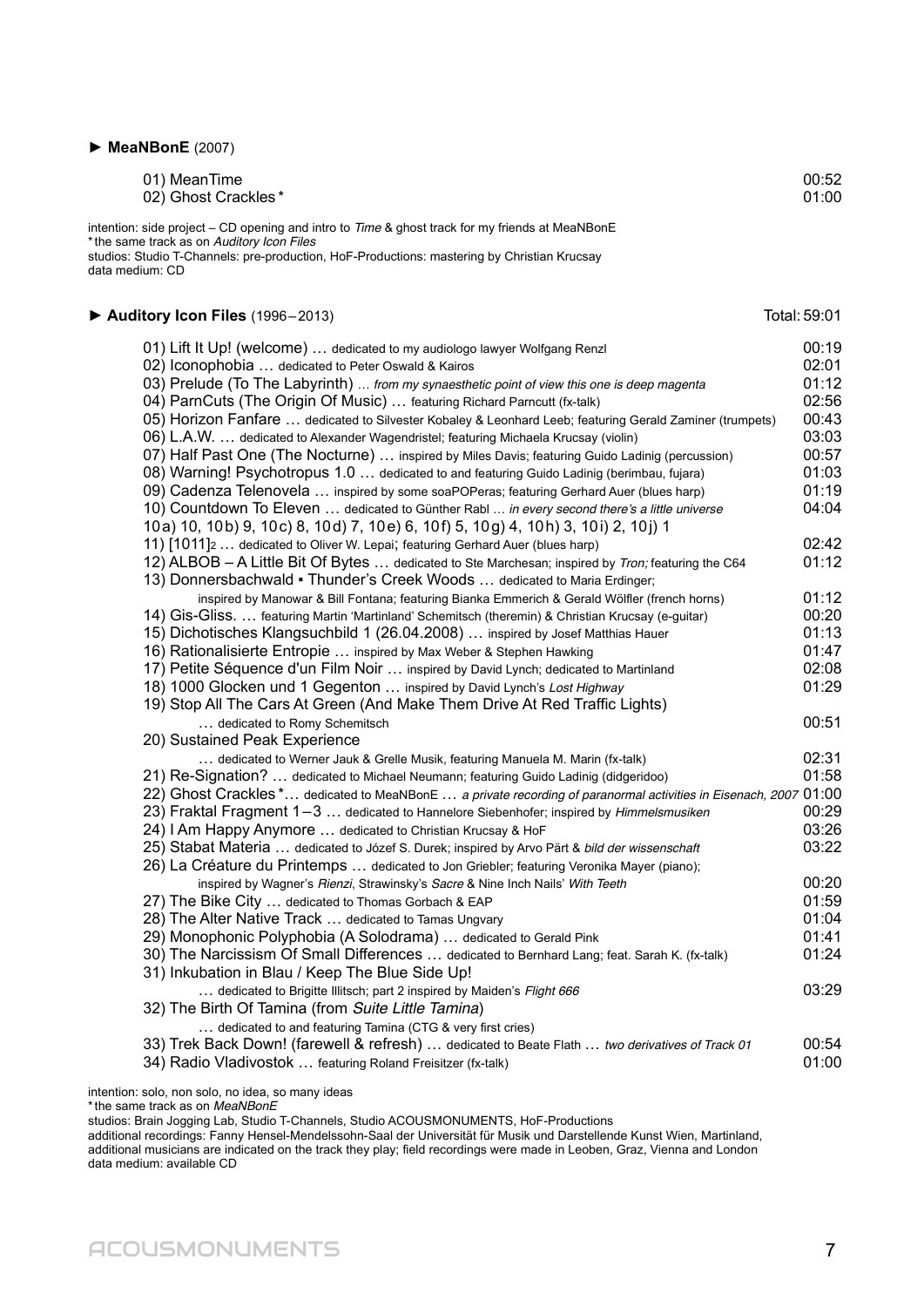### ► **MeaNBonE** (2007)

| | |
|---|---|
| 01) MeanTime | 00:52 |
| 02) Ghost Crackles* | 01:00 |

intention: side project – CD opening and intro to *Time* & ghost track for my friends at MeaNBonE
*the same track as on *Auditory Icon Files*
studios: Studio T-Channels: pre-production, HoF-Productions: mastering by Christian Krucsay
data medium: CD

### ► **Auditory Icon Files** (1996–2013) — Total: 59:01

| | |
|---|---|
| 01) Lift It Up! (welcome) … dedicated to my audiologo lawyer Wolfgang Renzl | 00:19 |
| 02) Iconophobia … dedicated to Peter Oswald & Kairos | 02:01 |
| 03) Prelude (To The Labyrinth) … *from my synaesthetic point of view this one is deep magenta* | 01:12 |
| 04) ParnCuts (The Origin Of Music) … featuring Richard Parncutt (fx-talk) | 02:56 |
| 05) Horizon Fanfare … dedicated to Silvester Kobaley & Leonhard Leeb; featuring Gerald Zaminer (trumpets) | 00:43 |
| 06) L.A.W. … dedicated to Alexander Wagendristel; featuring Michaela Krucsay (violin) | 03:03 |
| 07) Half Past One (The Nocturne) … inspired by Miles Davis; featuring Guido Ladinig (percussion) | 00:57 |
| 08) Warning! Psychotropus 1.0 … dedicated to and featuring Guido Ladinig (berimbau, fujara) | 01:03 |
| 09) Cadenza Telenovela … inspired by some soaPOPeras; featuring Gerhard Auer (blues harp) | 01:19 |
| 10) Countdown To Eleven … dedicated to Günther Rabl … *in every second there's a little universe* | 04:04 |
| 10a) 10, 10b) 9, 10c) 8, 10d) 7, 10e) 6, 10f) 5, 10g) 4, 10h) 3, 10i) 2, 10j) 1 | |
| 11) [1011]2 … dedicated to Oliver W. Lepai; featuring Gerhard Auer (blues harp) | 02:42 |
| 12) ALBOB – A Little Bit Of Bytes … dedicated to Ste Marchesan; inspired by *Tron;* featuring the C64 | 01:12 |
| 13) Donnersbachwald ▪ Thunder's Creek Woods … dedicated to Maria Erdinger; inspired by Manowar & Bill Fontana; featuring Bianka Emmerich & Gerald Wölfler (french horns) | 01:12 |
| 14) Gis-Gliss. … featuring Martin 'Martinland' Schemitsch (theremin) & Christian Krucsay (e-guitar) | 00:20 |
| 15) Dichotisches Klangsuchbild 1 (26.04.2008) … inspired by Josef Matthias Hauer | 01:13 |
| 16) Rationalisierte Entropie … inspired by Max Weber & Stephen Hawking | 01:47 |
| 17) Petite Séquence d'un Film Noir … inspired by David Lynch; dedicated to Martinland | 02:08 |
| 18) 1000 Glocken und 1 Gegenton … inspired by David Lynch's *Lost Highway* | 01:29 |
| 19) Stop All The Cars At Green (And Make Them Drive At Red Traffic Lights) … dedicated to Romy Schemitsch | 00:51 |
| 20) Sustained Peak Experience … dedicated to Werner Jauk & Grelle Musik, featuring Manuela M. Marin (fx-talk) | 02:31 |
| 21) Re-Signation? … dedicated to Michael Neumann; featuring Guido Ladinig (didgeridoo) | 01:58 |
| 22) Ghost Crackles*… dedicated to MeaNBonE … *a private recording of paranormal activities in Eisenach, 2007* | 01:00 |
| 23) Fraktal Fragment 1–3 … dedicated to Hannelore Siebenhofer; inspired by *Himmelsmusiken* | 00:29 |
| 24) I Am Happy Anymore … dedicated to Christian Krucsay & HoF | 03:26 |
| 25) Stabat Materia … dedicated to Józef S. Durek; inspired by Arvo Pärt & *bild der wissenschaft* | 03:22 |
| 26) La Créature du Printemps … dedicated to Jon Griebler; featuring Veronika Mayer (piano); inspired by Wagner's *Rienzi*, Strawinsky's *Sacre* & Nine Inch Nails' *With Teeth* | 00:20 |
| 27) The Bike City … dedicated to Thomas Gorbach & EAP | 01:59 |
| 28) The Alter Native Track … dedicated to Tamas Ungvary | 01:04 |
| 29) Monophonic Polyphobia (A Solodrama) … dedicated to Gerald Pink | 01:41 |
| 30) The Narcissism Of Small Differences … dedicated to Bernhard Lang; feat. Sarah K. (fx-talk) | 01:24 |
| 31) Inkubation in Blau / Keep The Blue Side Up! … dedicated to Brigitte Illitsch; part 2 inspired by Maiden's *Flight 666* | 03:29 |
| 32) The Birth Of Tamina (from *Suite Little Tamina*) … dedicated to and featuring Tamina (CTG & very first cries) | |
| 33) Trek Back Down! (farewell & refresh) … dedicated to Beate Flath … *two derivatives of Track 01* | 00:54 |
| 34) Radio Vladivostok … featuring Roland Freisitzer (fx-talk) | 01:00 |

intention: solo, non solo, no idea, so many ideas
*the same track as on *MeaNBonE*
studios: Brain Jogging Lab, Studio T-Channels, Studio ACOUSMONUMENTS, HoF-Productions
additional recordings: Fanny Hensel-Mendelssohn-Saal der Universität für Musik und Darstellende Kunst Wien, Martinland,
additional musicians are indicated on the track they play; field recordings were made in Leoben, Graz, Vienna and London
data medium: available CD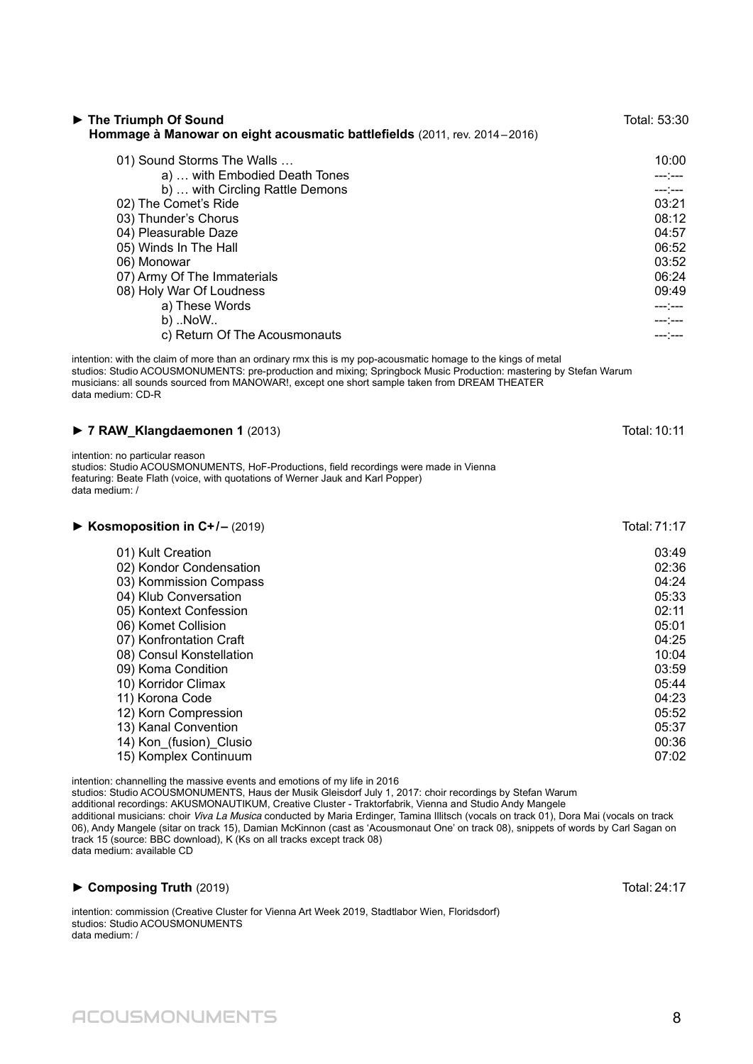### ► The Triumph Of Sound

**Hommage à Manowar on eight acousmatic battlefields** (2011, rev. 2014 – 2016)

Total: 53:30

| | |
|---|---|
| 01) Sound Storms The Walls … | 10:00 |
| a) … with Embodied Death Tones | ---:--- |
| b) … with Circling Rattle Demons | ---:--- |
| 02) The Comet's Ride | 03:21 |
| 03) Thunder's Chorus | 08:12 |
| 04) Pleasurable Daze | 04:57 |
| 05) Winds In The Hall | 06:52 |
| 06) Monowar | 03:52 |
| 07) Army Of The Immaterials | 06:24 |
| 08) Holy War Of Loudness | 09:49 |
| a) These Words | ---:--- |
| b) ..NoW.. | ---:--- |
| c) Return Of The Acousmonauts | ---:--- |

intention: with the claim of more than an ordinary rmx this is my pop-acousmatic homage to the kings of metal
studios: Studio ACOUSMONUMENTS: pre-production and mixing; Springbock Music Production: mastering by Stefan Warum
musicians: all sounds sourced from MANOWAR!, except one short sample taken from DREAM THEATER
data medium: CD-R

### ► 7 RAW_Klangdaemonen 1 (2013)

Total: 10:11

intention: no particular reason
studios: Studio ACOUSMONUMENTS, HoF-Productions, field recordings were made in Vienna
featuring: Beate Flath (voice, with quotations of Werner Jauk and Karl Popper)
data medium: /

### ► Kosmoposition in C+/– (2019)

Total: 71:17

| | |
|---|---|
| 01) Kult Creation | 03:49 |
| 02) Kondor Condensation | 02:36 |
| 03) Kommission Compass | 04:24 |
| 04) Klub Conversation | 05:33 |
| 05) Kontext Confession | 02:11 |
| 06) Komet Collision | 05:01 |
| 07) Konfrontation Craft | 04:25 |
| 08) Consul Konstellation | 10:04 |
| 09) Koma Condition | 03:59 |
| 10) Korridor Climax | 05:44 |
| 11) Korona Code | 04:23 |
| 12) Korn Compression | 05:52 |
| 13) Kanal Convention | 05:37 |
| 14) Kon_(fusion)_Clusio | 00:36 |
| 15) Komplex Continuum | 07:02 |

intention: channelling the massive events and emotions of my life in 2016
studios: Studio ACOUSMONUMENTS, Haus der Musik Gleisdorf July 1, 2017: choir recordings by Stefan Warum
additional recordings: AKUSMONAUTIKUM, Creative Cluster - Traktorfabrik, Vienna and Studio Andy Mangele
additional musicians: choir *Viva La Musica* conducted by Maria Erdinger, Tamina Illitsch (vocals on track 01), Dora Mai (vocals on track 06), Andy Mangele (sitar on track 15), Damian McKinnon (cast as 'Acousmonaut One' on track 08), snippets of words by Carl Sagan on track 15 (source: BBC download), K (Ks on all tracks except track 08)
data medium: available CD

### ► Composing Truth (2019)

Total: 24:17

intention: commission (Creative Cluster for Vienna Art Week 2019, Stadtlabor Wien, Floridsdorf)
studios: Studio ACOUSMONUMENTS
data medium: /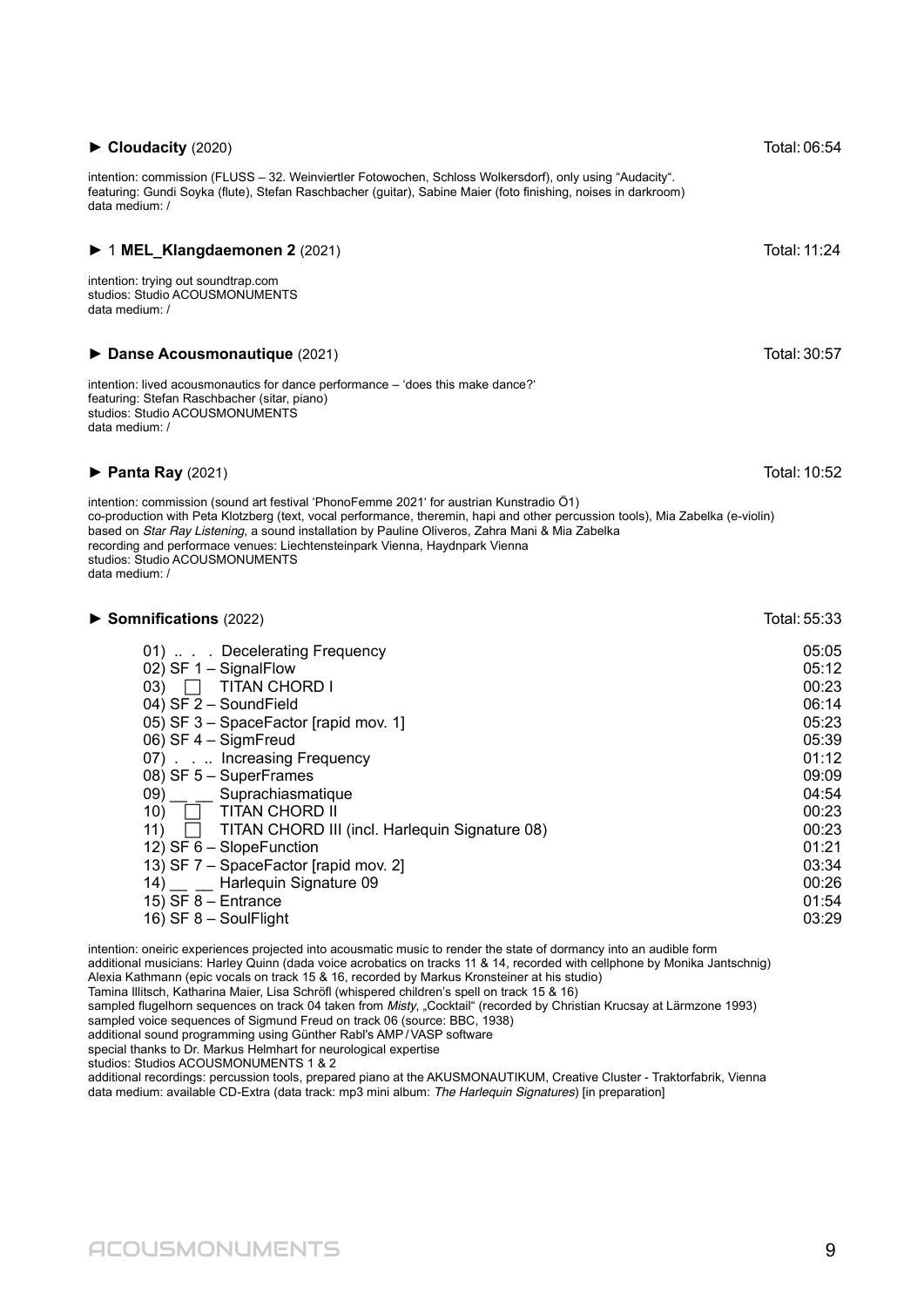### ► **Cloudacity** (2020) Total: 06:54

intention: commission (FLUSS – 32. Weinviertler Fotowochen, Schloss Wolkersdorf), only using “Audacity“.
featuring: Gundi Soyka (flute), Stefan Raschbacher (guitar), Sabine Maier (foto finishing, noises in darkroom)
data medium: /

### ► 1 **MEL_Klangdaemonen 2** (2021) Total: 11:24

intention: trying out soundtrap.com
studios: Studio ACOUSMONUMENTS
data medium: /

### ► **Danse Acousmonautique** (2021) Total: 30:57

intention: lived acousmonautics for dance performance – ‘does this make dance?‘
featuring: Stefan Raschbacher (sitar, piano)
studios: Studio ACOUSMONUMENTS
data medium: /

### ► **Panta Ray** (2021) Total: 10:52

intention: commission (sound art festival ‘PhonoFemme 2021‘ for austrian Kunstradio Ö1)
co-production with Peta Klotzberg (text, vocal performance, theremin, hapi and other percussion tools), Mia Zabelka (e-violin)
based on *Star Ray Listening*, a sound installation by Pauline Oliveros, Zahra Mani & Mia Zabelka
recording and performace venues: Liechtensteinpark Vienna, Haydnpark Vienna
studios: Studio ACOUSMONUMENTS
data medium: /

### ► **Somnifications** (2022) Total: 55:33

| Track | Time |
|---|---|
| 01) .. . . Decelerating Frequency | 05:05 |
| 02) SF 1 – SignalFlow | 05:12 |
| 03) ☐ TITAN CHORD I | 00:23 |
| 04) SF 2 – SoundField | 06:14 |
| 05) SF 3 – SpaceFactor [rapid mov. 1] | 05:23 |
| 06) SF 4 – SigmFreud | 05:39 |
| 07) . . .. Increasing Frequency | 01:12 |
| 08) SF 5 – SuperFrames | 09:09 |
| 09) __ __ Suprachiasmatique | 04:54 |
| 10) ☐ TITAN CHORD II | 00:23 |
| 11) ☐ TITAN CHORD III (incl. Harlequin Signature 08) | 00:23 |
| 12) SF 6 – SlopeFunction | 01:21 |
| 13) SF 7 – SpaceFactor [rapid mov. 2] | 03:34 |
| 14) __ __ Harlequin Signature 09 | 00:26 |
| 15) SF 8 – Entrance | 01:54 |
| 16) SF 8 – SoulFlight | 03:29 |

intention: oneiric experiences projected into acousmatic music to render the state of dormancy into an audible form
additional musicians: Harley Quinn (dada voice acrobatics on tracks 11 & 14, recorded with cellphone by Monika Jantschnig)
Alexia Kathmann (epic vocals on track 15 & 16, recorded by Markus Kronsteiner at his studio)
Tamina Illitsch, Katharina Maier, Lisa Schröfl (whispered children's spell on track 15 & 16)
sampled flugelhorn sequences on track 04 taken from *Misty*, „Cocktail“ (recorded by Christian Krucsay at Lärmzone 1993)
sampled voice sequences of Sigmund Freud on track 06 (source: BBC, 1938)
additional sound programming using Günther Rabl's AMP / VASP software
special thanks to Dr. Markus Helmhart for neurological expertise
studios: Studios ACOUSMONUMENTS 1 & 2
additional recordings: percussion tools, prepared piano at the AKUSMONAUTIKUM, Creative Cluster - Traktorfabrik, Vienna
data medium: available CD-Extra (data track: mp3 mini album: *The Harlequin Signatures*) [in preparation]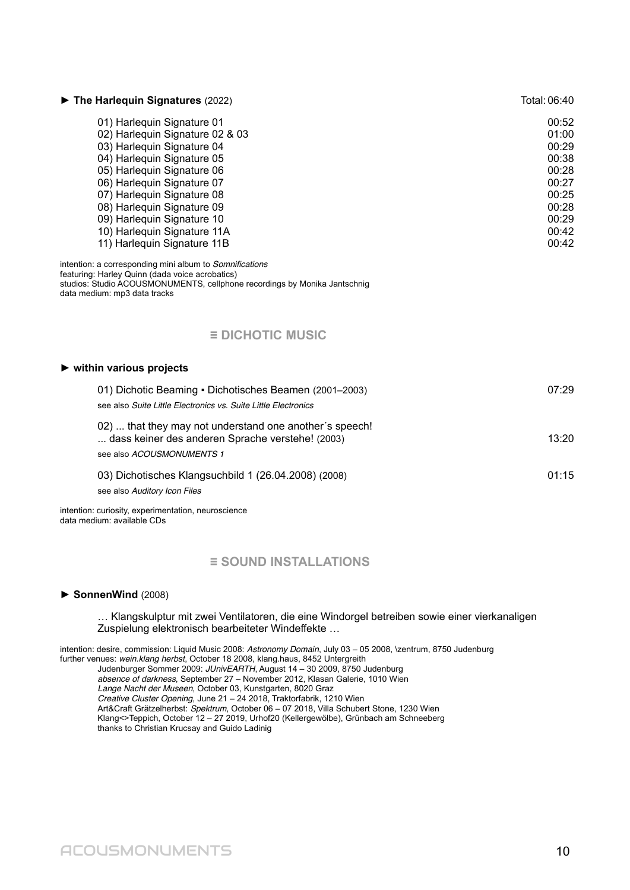**► The Harlequin Signatures** (2022) Total: 06:40

| | |
|---|---|
| 01) Harlequin Signature 01 | 00:52 |
| 02) Harlequin Signature 02 & 03 | 01:00 |
| 03) Harlequin Signature 04 | 00:29 |
| 04) Harlequin Signature 05 | 00:38 |
| 05) Harlequin Signature 06 | 00:28 |
| 06) Harlequin Signature 07 | 00:27 |
| 07) Harlequin Signature 08 | 00:25 |
| 08) Harlequin Signature 09 | 00:28 |
| 09) Harlequin Signature 10 | 00:29 |
| 10) Harlequin Signature 11A | 00:42 |
| 11) Harlequin Signature 11B | 00:42 |

intention: a corresponding mini album to *Somnifications*
featuring: Harley Quinn (dada voice acrobatics)
studios: Studio ACOUSMONUMENTS, cellphone recordings by Monika Jantschnig
data medium: mp3 data tracks

## ≡ DICHOTIC MUSIC

**► within various projects**

01) Dichotic Beaming ▪ Dichotisches Beamen (2001–2003) — 07:29
see also *Suite Little Electronics vs. Suite Little Electronics*

02) ... that they may not understand one another´s speech!
... dass keiner des anderen Sprache verstehe! (2003) — 13:20
see also *ACOUSMONUMENTS 1*

03) Dichotisches Klangsuchbild 1 (26.04.2008) (2008) — 01:15
see also *Auditory Icon Files*

intention: curiosity, experimentation, neuroscience
data medium: available CDs

## ≡ SOUND INSTALLATIONS

**► SonnenWind** (2008)

… Klangskulptur mit zwei Ventilatoren, die eine Windorgel betreiben sowie einer vierkanaligen Zuspielung elektronisch bearbeiteter Windeffekte …

intention: desire, commission: Liquid Music 2008: *Astronomy Domain*, July 03 – 05 2008, \zentrum, 8750 Judenburg
further venues: *wein.klang herbst*, October 18 2008, klang.haus, 8452 Untergreith
Judenburger Sommer 2009: *JUnivEARTH*, August 14 – 30 2009, 8750 Judenburg
*absence of darkness*, September 27 – November 2012, Klasan Galerie, 1010 Wien
*Lange Nacht der Museen*, October 03, Kunstgarten, 8020 Graz
*Creative Cluster Opening*, June 21 – 24 2018, Traktorfabrik, 1210 Wien
Art&Craft Grätzelherbst: *Spektrum*, October 06 – 07 2018, Villa Schubert Stone, 1230 Wien
Klang<>Teppich, October 12 – 27 2019, Urhof20 (Kellergewölbe), Grünbach am Schneeberg
thanks to Christian Krucsay and Guido Ladinig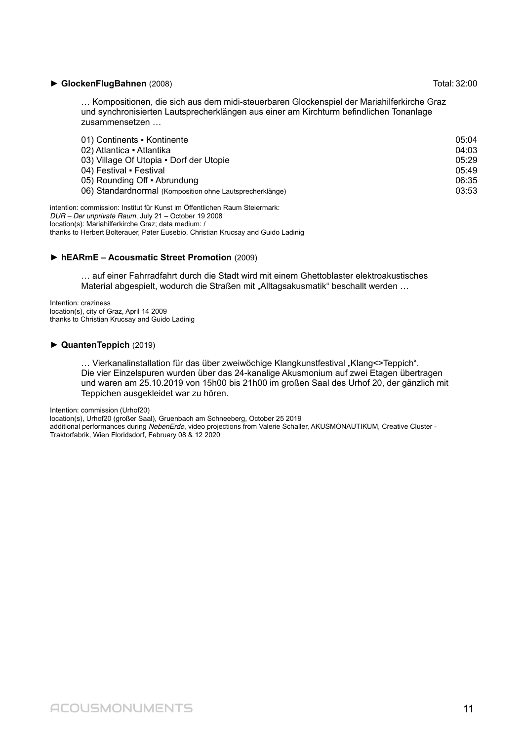**► GlockenFlugBahnen** (2008) Total: 32:00

… Kompositionen, die sich aus dem midi-steuerbaren Glockenspiel der Mariahilferkirche Graz und synchronisierten Lautsprecherklängen aus einer am Kirchturm befindlichen Tonanlage zusammensetzen …

| | |
|---|---|
| 01) Continents ▪ Kontinente | 05:04 |
| 02) Atlantica ▪ Atlantika | 04:03 |
| 03) Village Of Utopia ▪ Dorf der Utopie | 05:29 |
| 04) Festival ▪ Festival | 05:49 |
| 05) Rounding Off ▪ Abrundung | 06:35 |
| 06) Standardnormal (Komposition ohne Lautsprecherklänge) | 03:53 |

intention: commission: Institut für Kunst im Öffentlichen Raum Steiermark:
*DUR – Der unprivate Raum*, July 21 – October 19 2008
location(s): Mariahilferkirche Graz; data medium: /
thanks to Herbert Bolterauer, Pater Eusebio, Christian Krucsay and Guido Ladinig

**► hEARmE – Acousmatic Street Promotion** (2009)

… auf einer Fahrradfahrt durch die Stadt wird mit einem Ghettoblaster elektroakustisches Material abgespielt, wodurch die Straßen mit „Alltagsakusmatik" beschallt werden …

Intention: craziness
location(s), city of Graz, April 14 2009
thanks to Christian Krucsay and Guido Ladinig

**► QuantenTeppich** (2019)

… Vierkanalinstallation für das über zweiwöchige Klangkunstfestival „Klang<>Teppich".
Die vier Einzelspuren wurden über das 24-kanalige Akusmonium auf zwei Etagen übertragen und waren am 25.10.2019 von 15h00 bis 21h00 im großen Saal des Urhof 20, der gänzlich mit Teppichen ausgekleidet war zu hören.

Intention: commission (Urhof20)
location(s), Urhof20 (großer Saal), Gruenbach am Schneeberg, October 25 2019
additional performances during *NebenErde*, video projections from Valerie Schaller, AKUSMONAUTIKUM, Creative Cluster - Traktorfabrik, Wien Floridsdorf, February 08 & 12 2020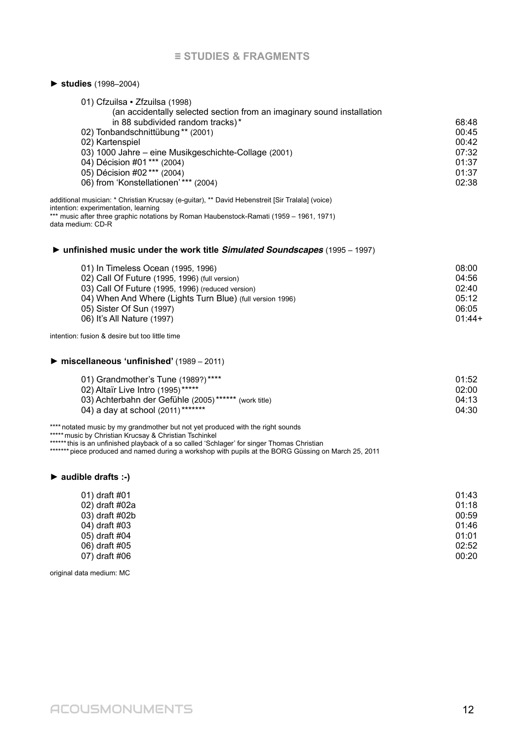## ≡ STUDIES & FRAGMENTS

### ► **studies** (1998–2004)

| | |
|---|---|
| 01) Cfzuilsa ▪ Zfzuilsa (1998) (an accidentally selected section from an imaginary sound installation in 88 subdivided random tracks)* | 68:48 |
| 02) Tonbandschnittübung** (2001) | 00:45 |
| 02) Kartenspiel | 00:42 |
| 03) 1000 Jahre – eine Musikgeschichte-Collage (2001) | 07:32 |
| 04) Décision #01*** (2004) | 01:37 |
| 05) Décision #02*** (2004) | 01:37 |
| 06) from 'Konstellationen'*** (2004) | 02:38 |

additional musician: * Christian Krucsay (e-guitar), ** David Hebenstreit [Sir Tralala] (voice)
intention: experimentation, learning
*** music after three graphic notations by Roman Haubenstock-Ramati (1959 – 1961, 1971)
data medium: CD-R

### ► **unfinished music under the work title *Simulated Soundscapes*** (1995 – 1997)

| | |
|---|---|
| 01) In Timeless Ocean (1995, 1996) | 08:00 |
| 02) Call Of Future (1995, 1996) (full version) | 04:56 |
| 03) Call Of Future (1995, 1996) (reduced version) | 02:40 |
| 04) When And Where (Lights Turn Blue) (full version 1996) | 05:12 |
| 05) Sister Of Sun (1997) | 06:05 |
| 06) It's All Nature (1997) | 01:44+ |

intention: fusion & desire but too little time

### ► **miscellaneous 'unfinished'** (1989 – 2011)

| | |
|---|---|
| 01) Grandmother's Tune (1989?)**** | 01:52 |
| 02) Altaïr Live Intro (1995)***** | 02:00 |
| 03) Achterbahn der Gefühle (2005)****** (work title) | 04:13 |
| 04) a day at school (2011)******* | 04:30 |

**** notated music by my grandmother but not yet produced with the right sounds
***** music by Christian Krucsay & Christian Tschinkel
****** this is an unfinished playback of a so called 'Schlager' for singer Thomas Christian
******* piece produced and named during a workshop with pupils at the BORG Güssing on March 25, 2011

### ► **audible drafts :-)**

| | |
|---|---|
| 01) draft #01 | 01:43 |
| 02) draft #02a | 01:18 |
| 03) draft #02b | 00:59 |
| 04) draft #03 | 01:46 |
| 05) draft #04 | 01:01 |
| 06) draft #05 | 02:52 |
| 07) draft #06 | 00:20 |

original data medium: MC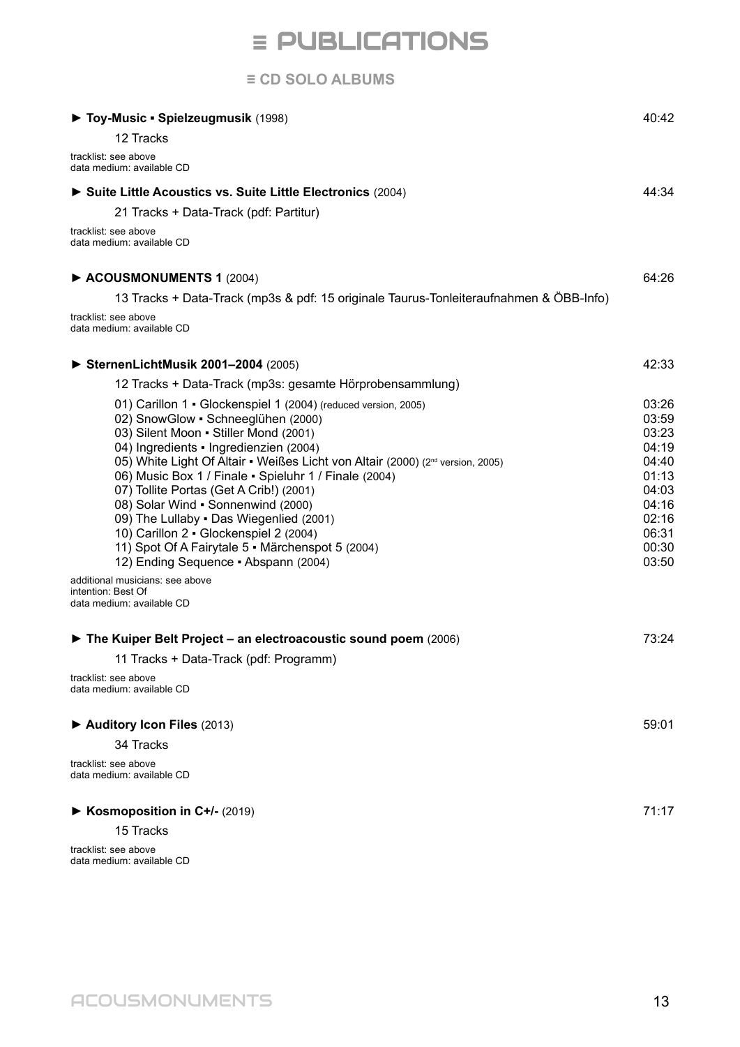# ≡ PUBLICATIONS

## ≡ CD SOLO ALBUMS

► **Toy-Music ▪ Spielzeugmusik** (1998) 40:42

12 Tracks

tracklist: see above
data medium: available CD

► **Suite Little Acoustics vs. Suite Little Electronics** (2004) 44:34

21 Tracks + Data-Track (pdf: Partitur)

tracklist: see above
data medium: available CD

► **ACOUSMONUMENTS 1** (2004) 64:26

13 Tracks + Data-Track (mp3s & pdf: 15 originale Taurus-Tonleiteraufnahmen & ÖBB-Info)

tracklist: see above
data medium: available CD

► **SternenLichtMusik 2001–2004** (2005) 42:33

12 Tracks + Data-Track (mp3s: gesamte Hörprobensammlung)

| Track | Duration |
|---|---|
| 01) Carillon 1 ▪ Glockenspiel 1 (2004) (reduced version, 2005) | 03:26 |
| 02) SnowGlow ▪ Schneeglühen (2000) | 03:59 |
| 03) Silent Moon ▪ Stiller Mond (2001) | 03:23 |
| 04) Ingredients ▪ Ingredienzien (2004) | 04:19 |
| 05) White Light Of Altair ▪ Weißes Licht von Altair (2000) (2nd version, 2005) | 04:40 |
| 06) Music Box 1 / Finale ▪ Spieluhr 1 / Finale (2004) | 01:13 |
| 07) Tollite Portas (Get A Crib!) (2001) | 04:03 |
| 08) Solar Wind ▪ Sonnenwind (2000) | 04:16 |
| 09) The Lullaby ▪ Das Wiegenlied (2001) | 02:16 |
| 10) Carillon 2 ▪ Glockenspiel 2 (2004) | 06:31 |
| 11) Spot Of A Fairytale 5 ▪ Märchenspot 5 (2004) | 00:30 |
| 12) Ending Sequence ▪ Abspann (2004) | 03:50 |

additional musicians: see above
intention: Best Of
data medium: available CD

► **The Kuiper Belt Project – an electroacoustic sound poem** (2006) 73:24

11 Tracks + Data-Track (pdf: Programm)

tracklist: see above
data medium: available CD

► **Auditory Icon Files** (2013) 59:01

34 Tracks

tracklist: see above
data medium: available CD

► **Kosmoposition in C+/-** (2019) 71:17

15 Tracks

tracklist: see above
data medium: available CD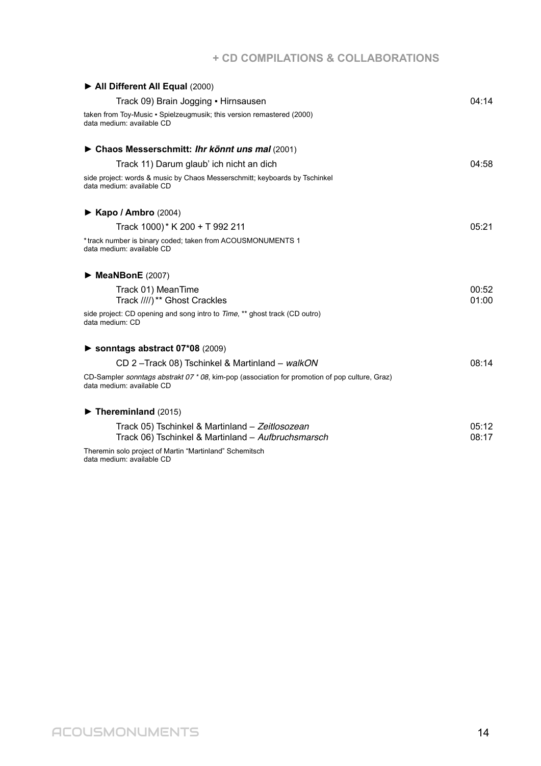## + CD COMPILATIONS & COLLABORATIONS

► **All Different All Equal** (2000)

| | |
|---|---|
| Track 09) Brain Jogging ▪ Hirnsausen | 04:14 |

taken from Toy-Music ▪ Spielzeugmusik; this version remastered (2000)
data medium: available CD

► **Chaos Messerschmitt: *Ihr könnt uns mal*** (2001)

| | |
|---|---|
| Track 11) Darum glaub' ich nicht an dich | 04:58 |

side project: words & music by Chaos Messerschmitt; keyboards by Tschinkel
data medium: available CD

► **Kapo / Ambro** (2004)

| | |
|---|---|
| Track 1000)* K 200 + T 992 211 | 05:21 |

*track number is binary coded; taken from ACOUSMONUMENTS 1
data medium: available CD

► **MeaNBonE** (2007)

| | |
|---|---|
| Track 01) MeanTime | 00:52 |
| Track ////)** Ghost Crackles | 01:00 |

side project: CD opening and song intro to *Time*, ** ghost track (CD outro)
data medium: CD

► **sonntags abstract 07*08** (2009)

| | |
|---|---|
| CD 2 –Track 08) Tschinkel & Martinland – *walkON* | 08:14 |

CD-Sampler *sonntags abstrakt 07 * 08*, kim-pop (association for promotion of pop culture, Graz)
data medium: available CD

► **Thereminland** (2015)

| | |
|---|---|
| Track 05) Tschinkel & Martinland – *Zeitlosozean* | 05:12 |
| Track 06) Tschinkel & Martinland – *Aufbruchsmarsch* | 08:17 |

Theremin solo project of Martin "Martinland" Schemitsch
data medium: available CD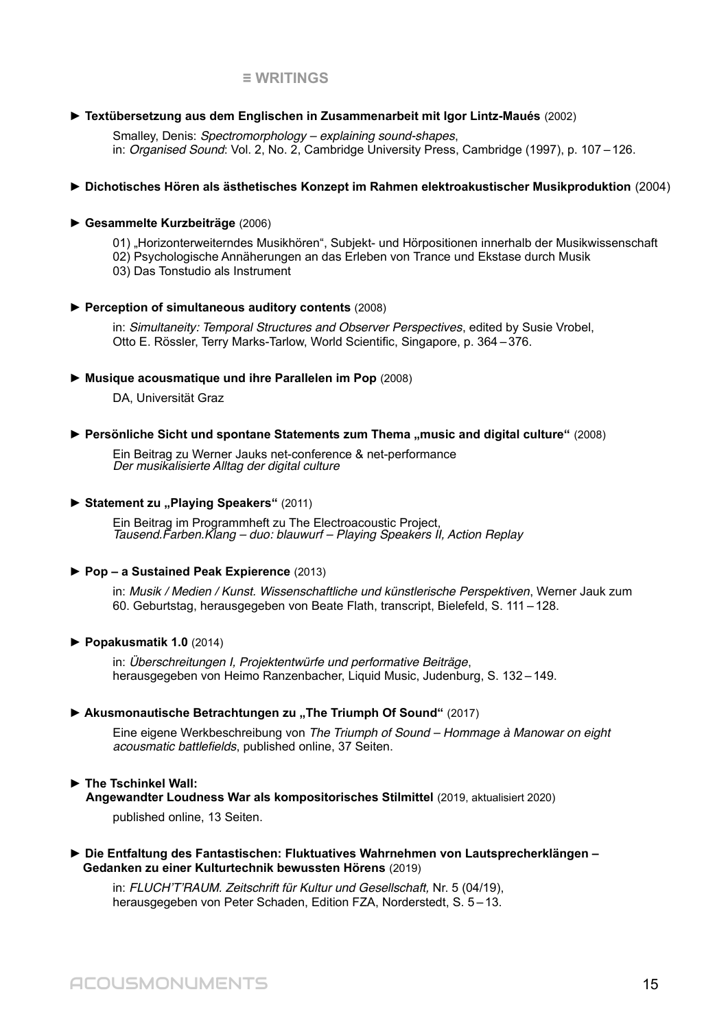## ≡ WRITINGS

► **Textübersetzung aus dem Englischen in Zusammenarbeit mit Igor Lintz-Maués** (2002)

Smalley, Denis: *Spectromorphology – explaining sound-shapes*,
in: *Organised Sound*: Vol. 2, No. 2, Cambridge University Press, Cambridge (1997), p. 107 – 126.

► **Dichotisches Hören als ästhetisches Konzept im Rahmen elektroakustischer Musikproduktion** (2004)

► **Gesammelte Kurzbeiträge** (2006)

01) „Horizonterweiterndes Musikhören“, Subjekt- und Hörpositionen innerhalb der Musikwissenschaft
02) Psychologische Annäherungen an das Erleben von Trance und Ekstase durch Musik
03) Das Tonstudio als Instrument

► **Perception of simultaneous auditory contents** (2008)

in: *Simultaneity: Temporal Structures and Observer Perspectives*, edited by Susie Vrobel, Otto E. Rössler, Terry Marks-Tarlow, World Scientific, Singapore, p. 364 – 376.

► **Musique acousmatique und ihre Parallelen im Pop** (2008)

DA, Universität Graz

► **Persönliche Sicht und spontane Statements zum Thema „music and digital culture“** (2008)

Ein Beitrag zu Werner Jauks net-conference & net-performance
*Der musikalisierte Alltag der digital culture*

► **Statement zu „Playing Speakers“** (2011)

Ein Beitrag im Programmheft zu The Electroacoustic Project,
*Tausend.Farben.Klang – duo: blauwurf – Playing Speakers II, Action Replay*

► **Pop – a Sustained Peak Expierence** (2013)

in: *Musik / Medien / Kunst. Wissenschaftliche und künstlerische Perspektiven*, Werner Jauk zum 60. Geburtstag, herausgegeben von Beate Flath, transcript, Bielefeld, S. 111 – 128.

► **Popakusmatik 1.0** (2014)

in: *Überschreitungen I, Projektentwürfe und performative Beiträge*, herausgegeben von Heimo Ranzenbacher, Liquid Music, Judenburg, S. 132 – 149.

► **Akusmonautische Betrachtungen zu „The Triumph Of Sound“** (2017)

Eine eigene Werkbeschreibung von *The Triumph of Sound – Hommage à Manowar on eight acousmatic battlefields*, published online, 37 Seiten.

► **The Tschinkel Wall:
Angewandter Loudness War als kompositorisches Stilmittel** (2019, aktualisiert 2020)

published online, 13 Seiten.

► **Die Entfaltung des Fantastischen: Fluktuatives Wahrnehmen von Lautsprecherklängen – Gedanken zu einer Kulturtechnik bewussten Hörens** (2019)

in: *FLUCH'T'RAUM. Zeitschrift für Kultur und Gesellschaft,* Nr. 5 (04/19), herausgegeben von Peter Schaden, Edition FZA, Norderstedt, S. 5 – 13.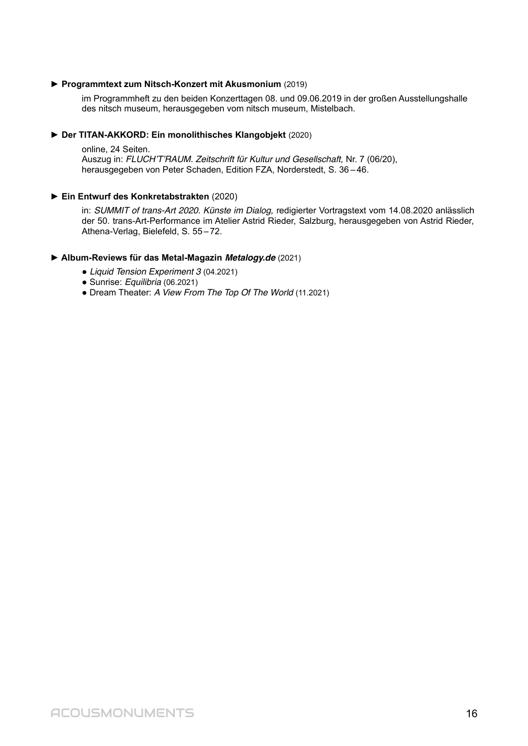► **Programmtext zum Nitsch-Konzert mit Akusmonium** (2019)

im Programmheft zu den beiden Konzerttagen 08. und 09.06.2019 in der großen Ausstellungshalle des nitsch museum, herausgegeben vom nitsch museum, Mistelbach.

► **Der TITAN-AKKORD: Ein monolithisches Klangobjekt** (2020)

online, 24 Seiten.
Auszug in: *FLUCH'T'RAUM. Zeitschrift für Kultur und Gesellschaft,* Nr. 7 (06/20), herausgegeben von Peter Schaden, Edition FZA, Norderstedt, S. 36 – 46.

► **Ein Entwurf des Konkretabstrakten** (2020)

in: *SUMMIT of trans-Art 2020. Künste im Dialog,* redigierter Vortragstext vom 14.08.2020 anlässlich der 50. trans-Art-Performance im Atelier Astrid Rieder, Salzburg, herausgegeben von Astrid Rieder, Athena-Verlag, Bielefeld, S. 55 – 72.

► **Album-Reviews für das Metal-Magazin *Metalogy.de*** (2021)

- *Liquid Tension Experiment 3* (04.2021)
- Sunrise: *Equilibria* (06.2021)
- Dream Theater: *A View From The Top Of The World* (11.2021)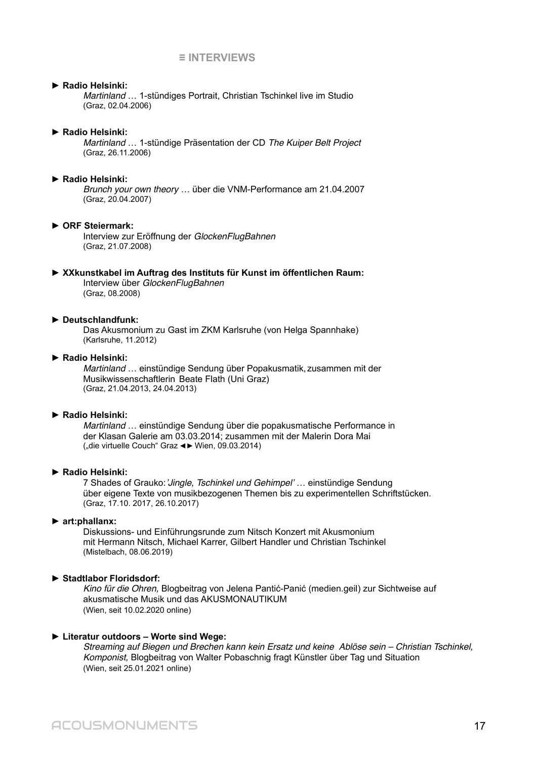## ≡ INTERVIEWS

► **Radio Helsinki:**
*Martinland* … 1-stündiges Portrait, Christian Tschinkel live im Studio
(Graz, 02.04.2006)

► **Radio Helsinki:**
*Martinland* … 1-stündige Präsentation der CD *The Kuiper Belt Project*
(Graz, 26.11.2006)

► **Radio Helsinki:**
*Brunch your own theory* … über die VNM-Performance am 21.04.2007
(Graz, 20.04.2007)

► **ORF Steiermark:**
Interview zur Eröffnung der *GlockenFlugBahnen*
(Graz, 21.07.2008)

► **XXkunstkabel im Auftrag des Instituts für Kunst im öffentlichen Raum:**
Interview über *GlockenFlugBahnen*
(Graz, 08.2008)

► **Deutschlandfunk:**
Das Akusmonium zu Gast im ZKM Karlsruhe (von Helga Spannhake)
(Karlsruhe, 11.2012)

► **Radio Helsinki:**
*Martinland* … einstündige Sendung über Popakusmatik, zusammen mit der Musikwissenschaftlerin Beate Flath (Uni Graz)
(Graz, 21.04.2013, 24.04.2013)

► **Radio Helsinki:**
*Martinland* … einstündige Sendung über die popakusmatische Performance in der Klasan Galerie am 03.03.2014; zusammen mit der Malerin Dora Mai
(„die virtuelle Couch" Graz ◄► Wien, 09.03.2014)

► **Radio Helsinki:**
7 Shades of Grauko: *'Jingle, Tschinkel und Gehimpel'* … einstündige Sendung über eigene Texte von musikbezogenen Themen bis zu experimentellen Schriftstücken.
(Graz, 17.10. 2017, 26.10.2017)

► **art:phallanx:**
Diskussions- und Einführungsrunde zum Nitsch Konzert mit Akusmonium mit Hermann Nitsch, Michael Karrer, Gilbert Handler und Christian Tschinkel
(Mistelbach, 08.06.2019)

► **Stadtlabor Floridsdorf:**
*Kino für die Ohren,* Blogbeitrag von Jelena Pantić-Panić (medien.geil) zur Sichtweise auf akusmatische Musik und das AKUSMONAUTIKUM
(Wien, seit 10.02.2020 online)

► **Literatur outdoors – Worte sind Wege:**
*Streaming auf Biegen und Brechen kann kein Ersatz und keine Ablöse sein – Christian Tschinkel, Komponist,* Blogbeitrag von Walter Pobaschnig fragt Künstler über Tag und Situation
(Wien, seit 25.01.2021 online)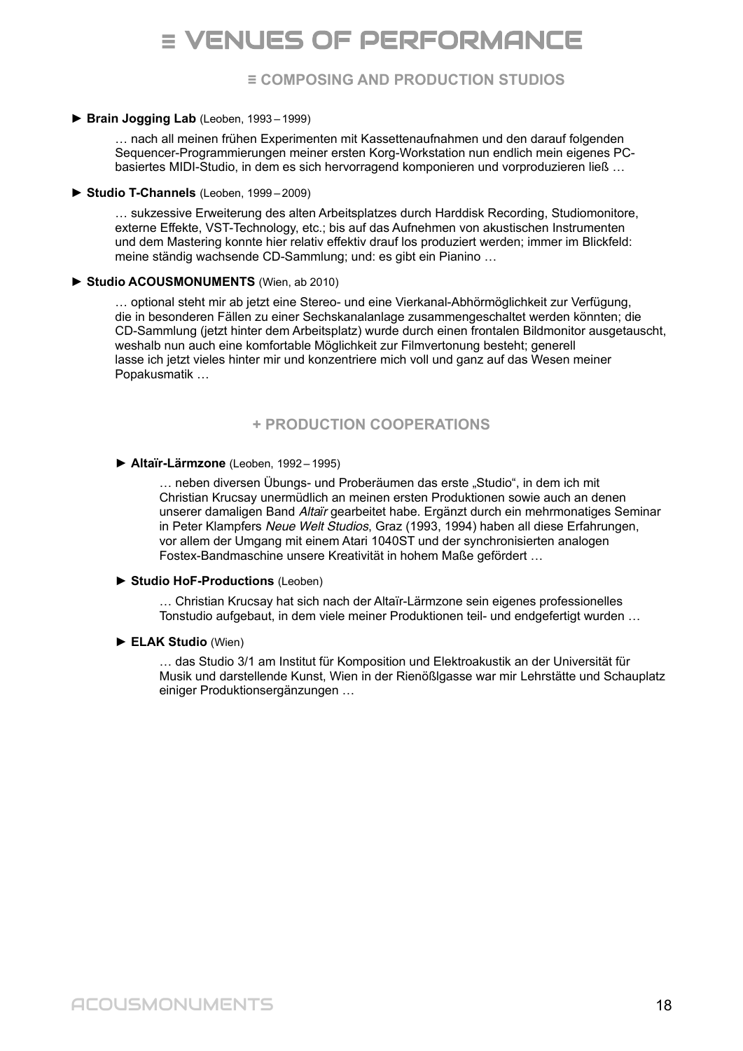# ≡ VENUES OF PERFORMANCE

## ≡ COMPOSING AND PRODUCTION STUDIOS

► **Brain Jogging Lab** (Leoben, 1993 – 1999)

… nach all meinen frühen Experimenten mit Kassettenaufnahmen und den darauf folgenden Sequencer-Programmierungen meiner ersten Korg-Workstation nun endlich mein eigenes PC-basiertes MIDI-Studio, in dem es sich hervorragend komponieren und vorproduzieren ließ …

► **Studio T-Channels** (Leoben, 1999 – 2009)

… sukzessive Erweiterung des alten Arbeitsplatzes durch Harddisk Recording, Studiomonitore, externe Effekte, VST-Technology, etc.; bis auf das Aufnehmen von akustischen Instrumenten und dem Mastering konnte hier relativ effektiv drauf los produziert werden; immer im Blickfeld: meine ständig wachsende CD-Sammlung; und: es gibt ein Pianino …

► **Studio ACOUSMONUMENTS** (Wien, ab 2010)

… optional steht mir ab jetzt eine Stereo- und eine Vierkanal-Abhörmöglichkeit zur Verfügung, die in besonderen Fällen zu einer Sechskanalanlage zusammengeschaltet werden könnten; die CD-Sammlung (jetzt hinter dem Arbeitsplatz) wurde durch einen frontalen Bildmonitor ausgetauscht, weshalb nun auch eine komfortable Möglichkeit zur Filmvertonung besteht; generell lasse ich jetzt vieles hinter mir und konzentriere mich voll und ganz auf das Wesen meiner Popakusmatik …

## + PRODUCTION COOPERATIONS

► **Altaïr-Lärmzone** (Leoben, 1992 – 1995)

… neben diversen Übungs- und Proberäumen das erste „Studio", in dem ich mit Christian Krucsay unermüdlich an meinen ersten Produktionen sowie auch an denen unserer damaligen Band *Altaïr* gearbeitet habe. Ergänzt durch ein mehrmonatiges Seminar in Peter Klampfers *Neue Welt Studios*, Graz (1993, 1994) haben all diese Erfahrungen, vor allem der Umgang mit einem Atari 1040ST und der synchronisierten analogen Fostex-Bandmaschine unsere Kreativität in hohem Maße gefördert …

► **Studio HoF-Productions** (Leoben)

… Christian Krucsay hat sich nach der Altaïr-Lärmzone sein eigenes professionelles Tonstudio aufgebaut, in dem viele meiner Produktionen teil- und endgefertigt wurden …

► **ELAK Studio** (Wien)

… das Studio 3/1 am Institut für Komposition und Elektroakustik an der Universität für Musik und darstellende Kunst, Wien in der Rienößlgasse war mir Lehrstätte und Schauplatz einiger Produktionsergänzungen …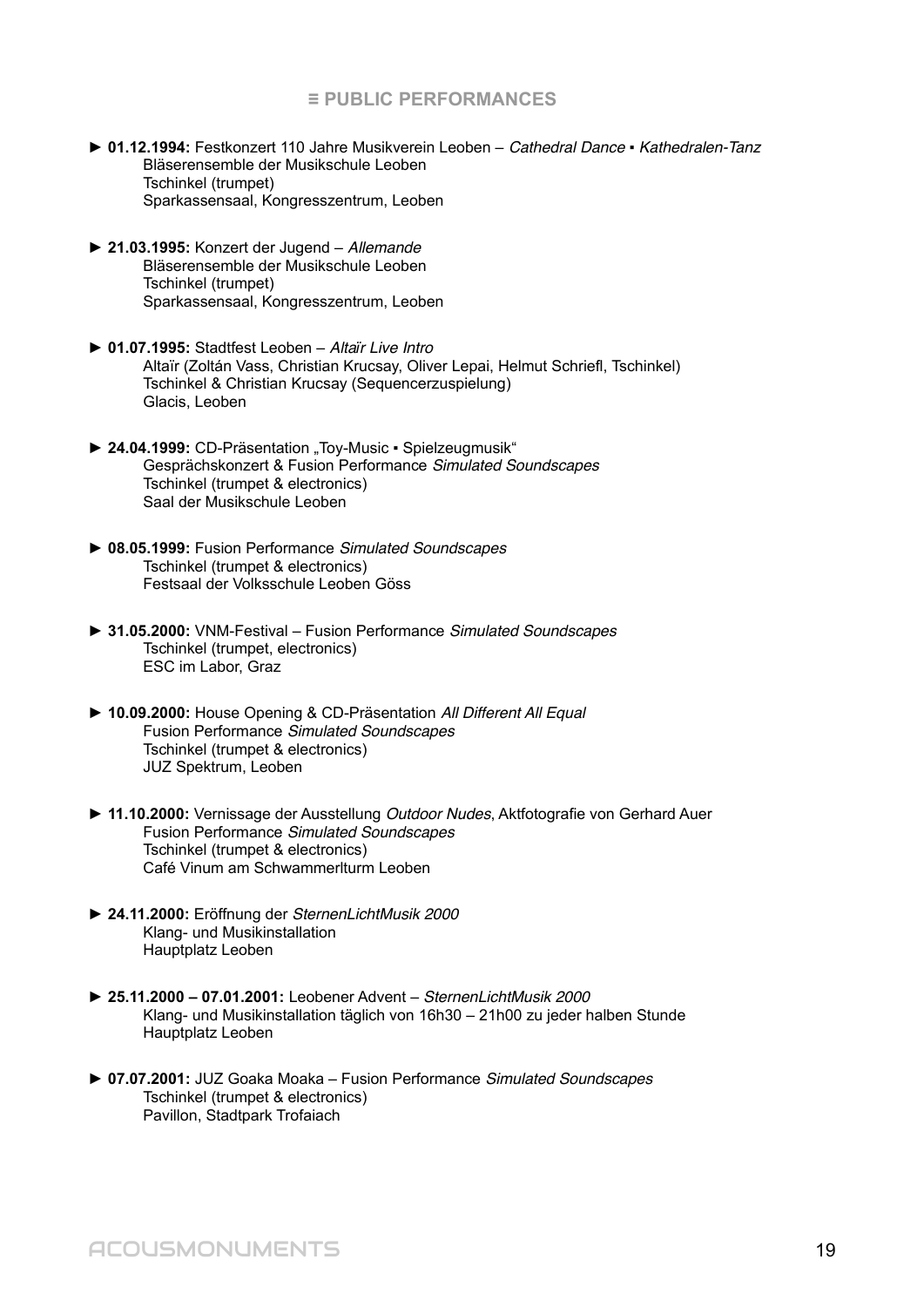## ≡ PUBLIC PERFORMANCES

► **01.12.1994:** Festkonzert 110 Jahre Musikverein Leoben – *Cathedral Dance ▪ Kathedralen-Tanz*
Bläserensemble der Musikschule Leoben
Tschinkel (trumpet)
Sparkassensaal, Kongresszentrum, Leoben

► **21.03.1995:** Konzert der Jugend – *Allemande*
Bläserensemble der Musikschule Leoben
Tschinkel (trumpet)
Sparkassensaal, Kongresszentrum, Leoben

► **01.07.1995:** Stadtfest Leoben – *Altaïr Live Intro*
Altaïr (Zoltán Vass, Christian Krucsay, Oliver Lepai, Helmut Schriefl, Tschinkel)
Tschinkel & Christian Krucsay (Sequencerzuspielung)
Glacis, Leoben

► **24.04.1999:** CD-Präsentation „Toy-Music ▪ Spielzeugmusik"
Gesprächskonzert & Fusion Performance *Simulated Soundscapes*
Tschinkel (trumpet & electronics)
Saal der Musikschule Leoben

► **08.05.1999:** Fusion Performance *Simulated Soundscapes*
Tschinkel (trumpet & electronics)
Festsaal der Volksschule Leoben Göss

► **31.05.2000:** VNM-Festival – Fusion Performance *Simulated Soundscapes*
Tschinkel (trumpet, electronics)
ESC im Labor, Graz

► **10.09.2000:** House Opening & CD-Präsentation *All Different All Equal*
Fusion Performance *Simulated Soundscapes*
Tschinkel (trumpet & electronics)
JUZ Spektrum, Leoben

► **11.10.2000:** Vernissage der Ausstellung *Outdoor Nudes*, Aktfotografie von Gerhard Auer
Fusion Performance *Simulated Soundscapes*
Tschinkel (trumpet & electronics)
Café Vinum am Schwammerlturm Leoben

► **24.11.2000:** Eröffnung der *SternenLichtMusik 2000*
Klang- und Musikinstallation
Hauptplatz Leoben

► **25.11.2000 – 07.01.2001:** Leobener Advent – *SternenLichtMusik 2000*
Klang- und Musikinstallation täglich von 16h30 – 21h00 zu jeder halben Stunde
Hauptplatz Leoben

► **07.07.2001:** JUZ Goaka Moaka – Fusion Performance *Simulated Soundscapes*
Tschinkel (trumpet & electronics)
Pavillon, Stadtpark Trofaiach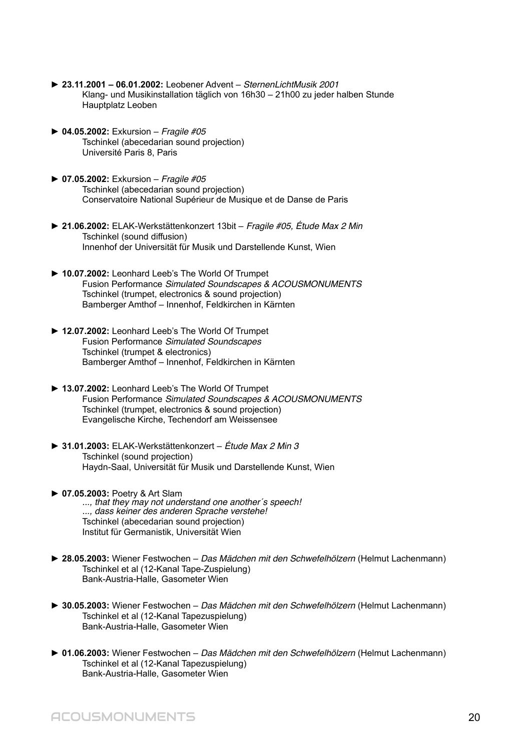► **23.11.2001 – 06.01.2002:** Leobener Advent – *SternenLichtMusik 2001*
Klang- und Musikinstallation täglich von 16h30 – 21h00 zu jeder halben Stunde
Hauptplatz Leoben

► **04.05.2002:** Exkursion – *Fragile #05*
Tschinkel (abecedarian sound projection)
Université Paris 8, Paris

► **07.05.2002:** Exkursion – *Fragile #05*
Tschinkel (abecedarian sound projection)
Conservatoire National Supérieur de Musique et de Danse de Paris

► **21.06.2002:** ELAK-Werkstättenkonzert 13bit – *Fragile #05, Étude Max 2 Min*
Tschinkel (sound diffusion)
Innenhof der Universität für Musik und Darstellende Kunst, Wien

► **10.07.2002:** Leonhard Leeb's The World Of Trumpet
Fusion Performance *Simulated Soundscapes & ACOUSMONUMENTS*
Tschinkel (trumpet, electronics & sound projection)
Bamberger Amthof – Innenhof, Feldkirchen in Kärnten

► **12.07.2002:** Leonhard Leeb's The World Of Trumpet
Fusion Performance *Simulated Soundscapes*
Tschinkel (trumpet & electronics)
Bamberger Amthof – Innenhof, Feldkirchen in Kärnten

► **13.07.2002:** Leonhard Leeb's The World Of Trumpet
Fusion Performance *Simulated Soundscapes & ACOUSMONUMENTS*
Tschinkel (trumpet, electronics & sound projection)
Evangelische Kirche, Techendorf am Weissensee

► **31.01.2003:** ELAK-Werkstättenkonzert – *Étude Max 2 Min 3*
Tschinkel (sound projection)
Haydn-Saal, Universität für Musik und Darstellende Kunst, Wien

► **07.05.2003:** Poetry & Art Slam
*..., that they may not understand one another´s speech!*
*..., dass keiner des anderen Sprache verstehe!*
Tschinkel (abecedarian sound projection)
Institut für Germanistik, Universität Wien

► **28.05.2003:** Wiener Festwochen – *Das Mädchen mit den Schwefelhölzern* (Helmut Lachenmann)
Tschinkel et al (12-Kanal Tape-Zuspielung)
Bank-Austria-Halle, Gasometer Wien

► **30.05.2003:** Wiener Festwochen – *Das Mädchen mit den Schwefelhölzern* (Helmut Lachenmann)
Tschinkel et al (12-Kanal Tapezuspielung)
Bank-Austria-Halle, Gasometer Wien

► **01.06.2003:** Wiener Festwochen – *Das Mädchen mit den Schwefelhölzern* (Helmut Lachenmann)
Tschinkel et al (12-Kanal Tapezuspielung)
Bank-Austria-Halle, Gasometer Wien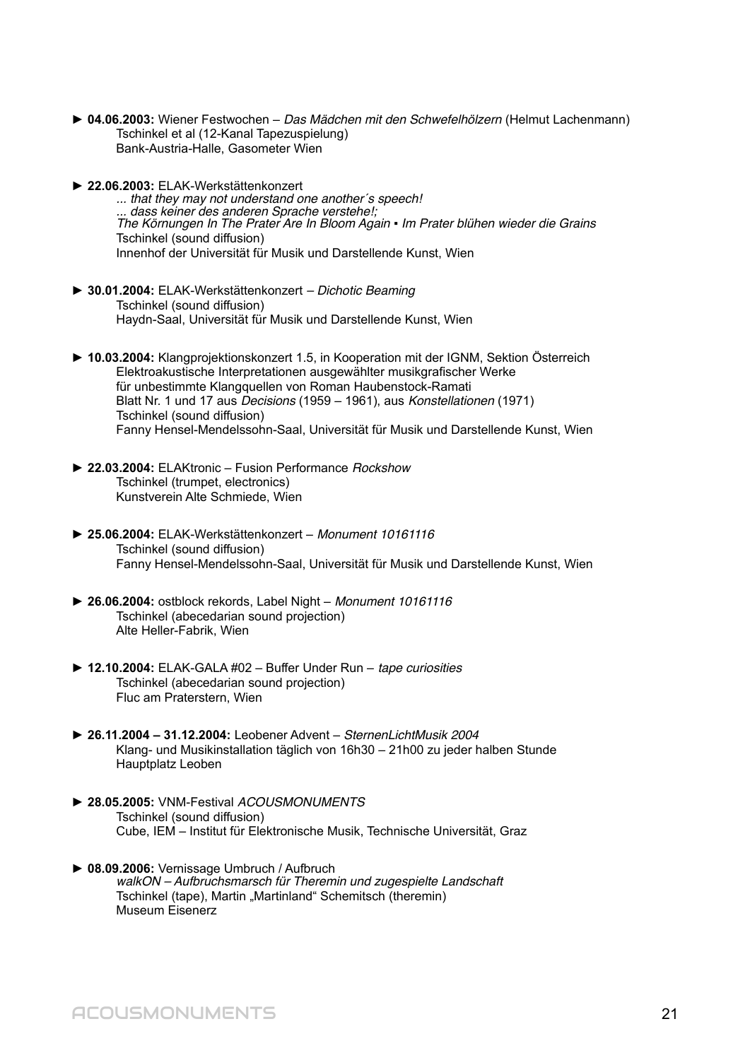► **04.06.2003:** Wiener Festwochen – *Das Mädchen mit den Schwefelhölzern* (Helmut Lachenmann)
Tschinkel et al (12-Kanal Tapezuspielung)
Bank-Austria-Halle, Gasometer Wien

► **22.06.2003:** ELAK-Werkstättenkonzert
*... that they may not understand one another´s speech!*
*... dass keiner des anderen Sprache verstehe!;*
*The Körnungen In The Prater Are In Bloom Again ▪ Im Prater blühen wieder die Grains*
Tschinkel (sound diffusion)
Innenhof der Universität für Musik und Darstellende Kunst, Wien

► **30.01.2004:** ELAK-Werkstättenkonzert – *Dichotic Beaming*
Tschinkel (sound diffusion)
Haydn-Saal, Universität für Musik und Darstellende Kunst, Wien

► **10.03.2004:** Klangprojektionskonzert 1.5, in Kooperation mit der IGNM, Sektion Österreich
Elektroakustische Interpretationen ausgewählter musikgrafischer Werke
für unbestimmte Klangquellen von Roman Haubenstock-Ramati
Blatt Nr. 1 und 17 aus *Decisions* (1959 – 1961), aus *Konstellationen* (1971)
Tschinkel (sound diffusion)
Fanny Hensel-Mendelssohn-Saal, Universität für Musik und Darstellende Kunst, Wien

► **22.03.2004:** ELAKtronic – Fusion Performance *Rockshow*
Tschinkel (trumpet, electronics)
Kunstverein Alte Schmiede, Wien

► **25.06.2004:** ELAK-Werkstättenkonzert – *Monument 10161116*
Tschinkel (sound diffusion)
Fanny Hensel-Mendelssohn-Saal, Universität für Musik und Darstellende Kunst, Wien

► **26.06.2004:** ostblock rekords, Label Night – *Monument 10161116*
Tschinkel (abecedarian sound projection)
Alte Heller-Fabrik, Wien

► **12.10.2004:** ELAK-GALA #02 – Buffer Under Run – *tape curiosities*
Tschinkel (abecedarian sound projection)
Fluc am Praterstern, Wien

► **26.11.2004 – 31.12.2004:** Leobener Advent – *SternenLichtMusik 2004*
Klang- und Musikinstallation täglich von 16h30 – 21h00 zu jeder halben Stunde
Hauptplatz Leoben

► **28.05.2005:** VNM-Festival *ACOUSMONUMENTS*
Tschinkel (sound diffusion)
Cube, IEM – Institut für Elektronische Musik, Technische Universität, Graz

► **08.09.2006:** Vernissage Umbruch / Aufbruch
*walkON – Aufbruchsmarsch für Theremin und zugespielte Landschaft*
Tschinkel (tape), Martin „Martinland" Schemitsch (theremin)
Museum Eisenerz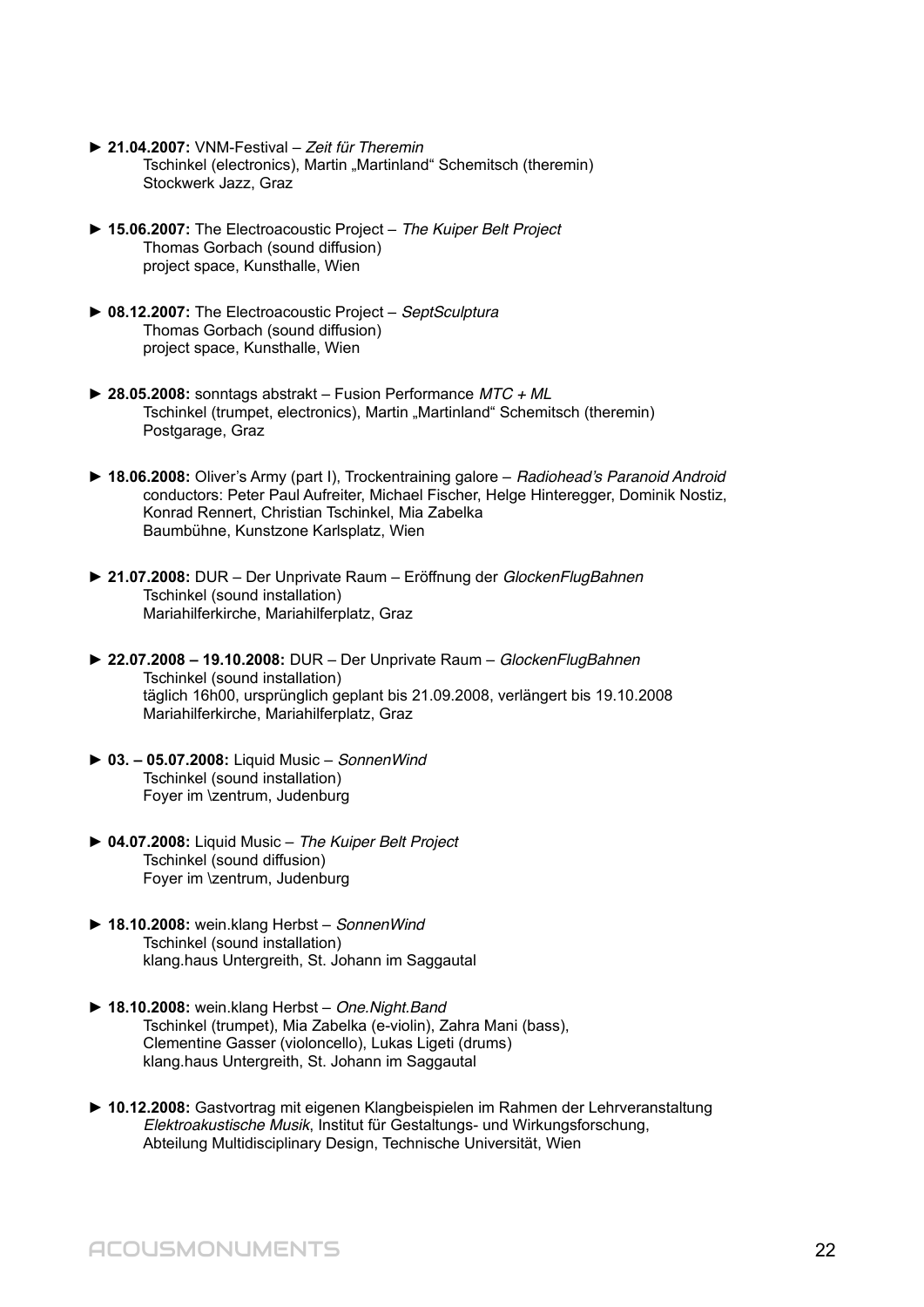► **21.04.2007:** VNM-Festival – *Zeit für Theremin*
Tschinkel (electronics), Martin „Martinland" Schemitsch (theremin)
Stockwerk Jazz, Graz

► **15.06.2007:** The Electroacoustic Project – *The Kuiper Belt Project*
Thomas Gorbach (sound diffusion)
project space, Kunsthalle, Wien

► **08.12.2007:** The Electroacoustic Project – *SeptSculptura*
Thomas Gorbach (sound diffusion)
project space, Kunsthalle, Wien

► **28.05.2008:** sonntags abstrakt – Fusion Performance *MTC + ML*
Tschinkel (trumpet, electronics), Martin „Martinland" Schemitsch (theremin)
Postgarage, Graz

► **18.06.2008:** Oliver's Army (part I), Trockentraining galore – *Radiohead's Paranoid Android*
conductors: Peter Paul Aufreiter, Michael Fischer, Helge Hinteregger, Dominik Nostiz, Konrad Rennert, Christian Tschinkel, Mia Zabelka
Baumbühne, Kunstzone Karlsplatz, Wien

► **21.07.2008:** DUR – Der Unprivate Raum – Eröffnung der *GlockenFlugBahnen*
Tschinkel (sound installation)
Mariahilferkirche, Mariahilferplatz, Graz

► **22.07.2008 – 19.10.2008:** DUR – Der Unprivate Raum – *GlockenFlugBahnen*
Tschinkel (sound installation)
täglich 16h00, ursprünglich geplant bis 21.09.2008, verlängert bis 19.10.2008
Mariahilferkirche, Mariahilferplatz, Graz

► **03. – 05.07.2008:** Liquid Music – *SonnenWind*
Tschinkel (sound installation)
Foyer im \zentrum, Judenburg

► **04.07.2008:** Liquid Music – *The Kuiper Belt Project*
Tschinkel (sound diffusion)
Foyer im \zentrum, Judenburg

► **18.10.2008:** wein.klang Herbst – *SonnenWind*
Tschinkel (sound installation)
klang.haus Untergreith, St. Johann im Saggautal

► **18.10.2008:** wein.klang Herbst – *One.Night.Band*
Tschinkel (trumpet), Mia Zabelka (e-violin), Zahra Mani (bass), Clementine Gasser (violoncello), Lukas Ligeti (drums)
klang.haus Untergreith, St. Johann im Saggautal

► **10.12.2008:** Gastvortrag mit eigenen Klangbeispielen im Rahmen der Lehrveranstaltung *Elektroakustische Musik*, Institut für Gestaltungs- und Wirkungsforschung, Abteilung Multidisciplinary Design, Technische Universität, Wien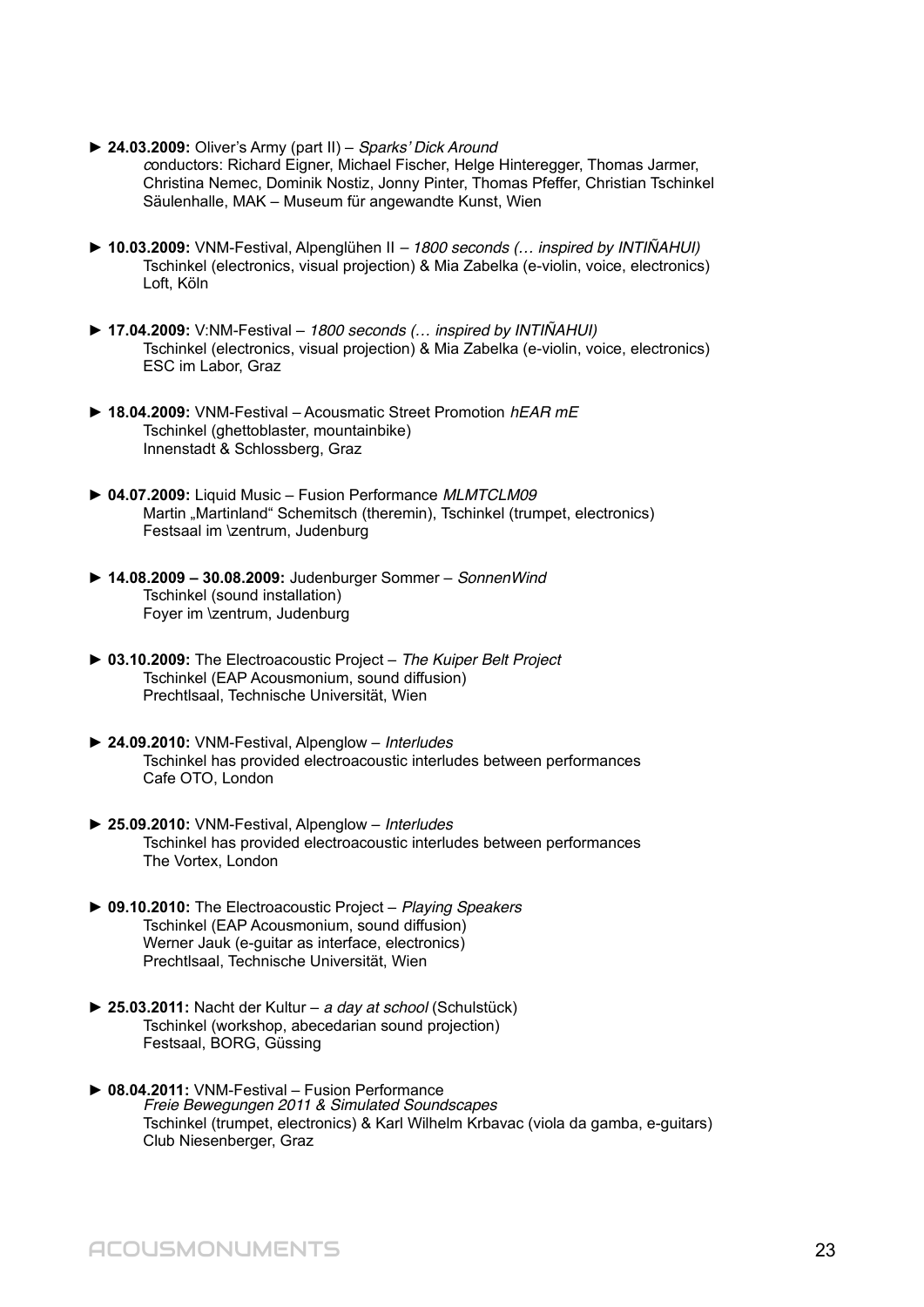► **24.03.2009:** Oliver's Army (part II) – *Sparks' Dick Around*
conductors: Richard Eigner, Michael Fischer, Helge Hinteregger, Thomas Jarmer, Christina Nemec, Dominik Nostiz, Jonny Pinter, Thomas Pfeffer, Christian Tschinkel
Säulenhalle, MAK – Museum für angewandte Kunst, Wien

► **10.03.2009:** VNM-Festival, Alpenglühen II – *1800 seconds (… inspired by INTIÑAHUI)*
Tschinkel (electronics, visual projection) & Mia Zabelka (e-violin, voice, electronics)
Loft, Köln

► **17.04.2009:** V:NM-Festival – *1800 seconds (… inspired by INTIÑAHUI)*
Tschinkel (electronics, visual projection) & Mia Zabelka (e-violin, voice, electronics)
ESC im Labor, Graz

► **18.04.2009:** VNM-Festival – Acousmatic Street Promotion *hEAR mE*
Tschinkel (ghettoblaster, mountainbike)
Innenstadt & Schlossberg, Graz

► **04.07.2009:** Liquid Music – Fusion Performance *MLMTCLM09*
Martin „Martinland" Schemitsch (theremin), Tschinkel (trumpet, electronics)
Festsaal im \zentrum, Judenburg

► **14.08.2009 – 30.08.2009:** Judenburger Sommer – *SonnenWind*
Tschinkel (sound installation)
Foyer im \zentrum, Judenburg

► **03.10.2009:** The Electroacoustic Project – *The Kuiper Belt Project*
Tschinkel (EAP Acousmonium, sound diffusion)
Prechtlsaal, Technische Universität, Wien

► **24.09.2010:** VNM-Festival, Alpenglow – *Interludes*
Tschinkel has provided electroacoustic interludes between performances
Cafe OTO, London

► **25.09.2010:** VNM-Festival, Alpenglow – *Interludes*
Tschinkel has provided electroacoustic interludes between performances
The Vortex, London

► **09.10.2010:** The Electroacoustic Project – *Playing Speakers*
Tschinkel (EAP Acousmonium, sound diffusion)
Werner Jauk (e-guitar as interface, electronics)
Prechtlsaal, Technische Universität, Wien

► **25.03.2011:** Nacht der Kultur – *a day at school* (Schulstück)
Tschinkel (workshop, abecedarian sound projection)
Festsaal, BORG, Güssing

► **08.04.2011:** VNM-Festival – Fusion Performance
*Freie Bewegungen 2011 & Simulated Soundscapes*
Tschinkel (trumpet, electronics) & Karl Wilhelm Krbavac (viola da gamba, e-guitars)
Club Niesenberger, Graz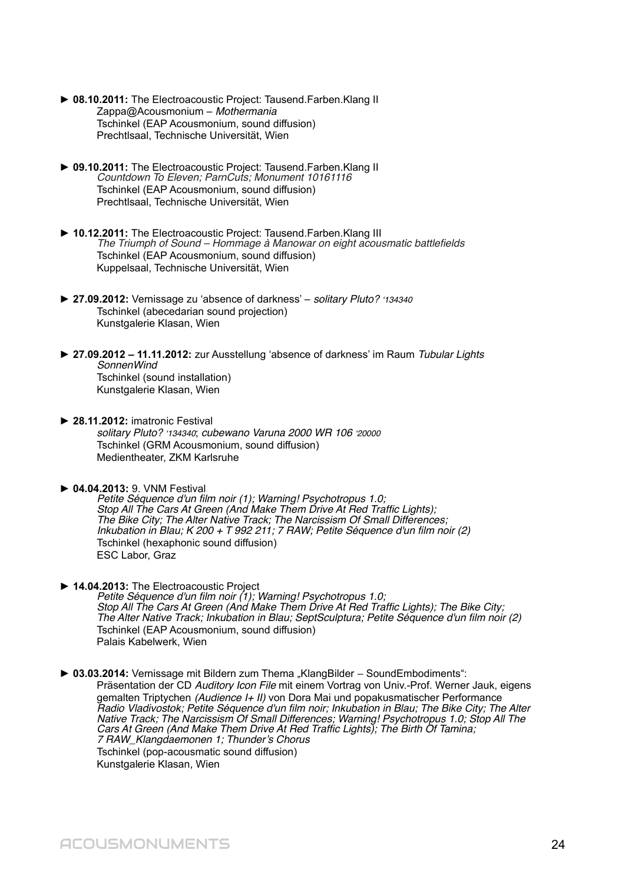► **08.10.2011:** The Electroacoustic Project: Tausend.Farben.Klang II
Zappa@Acousmonium – *Mothermania*
Tschinkel (EAP Acousmonium, sound diffusion)
Prechtlsaal, Technische Universität, Wien

► **09.10.2011:** The Electroacoustic Project: Tausend.Farben.Klang II
*Countdown To Eleven; ParnCuts; Monument 10161116*
Tschinkel (EAP Acousmonium, sound diffusion)
Prechtlsaal, Technische Universität, Wien

► **10.12.2011:** The Electroacoustic Project: Tausend.Farben.Klang III
*The Triumph of Sound – Hommage à Manowar on eight acousmatic battlefields*
Tschinkel (EAP Acousmonium, sound diffusion)
Kuppelsaal, Technische Universität, Wien

► **27.09.2012:** Vernissage zu 'absence of darkness' – *solitary Pluto? '134340*
Tschinkel (abecedarian sound projection)
Kunstgalerie Klasan, Wien

► **27.09.2012 – 11.11.2012:** zur Ausstellung 'absence of darkness' im Raum *Tubular Lights*
*SonnenWind*
Tschinkel (sound installation)
Kunstgalerie Klasan, Wien

► **28.11.2012:** imatronic Festival
*solitary Pluto? '134340*; *cubewano Varuna 2000 WR 106 '20000*
Tschinkel (GRM Acousmonium, sound diffusion)
Medientheater, ZKM Karlsruhe

► **04.04.2013:** 9. VNM Festival
*Petite Séquence d'un film noir (1); Warning! Psychotropus 1.0; Stop All The Cars At Green (And Make Them Drive At Red Traffic Lights); The Bike City; The Alter Native Track; The Narcissism Of Small Differences; Inkubation in Blau; K 200 + T 992 211; 7 RAW; Petite Séquence d'un film noir (2)*
Tschinkel (hexaphonic sound diffusion)
ESC Labor, Graz

► **14.04.2013:** The Electroacoustic Project
*Petite Séquence d'un film noir (1); Warning! Psychotropus 1.0; Stop All The Cars At Green (And Make Them Drive At Red Traffic Lights); The Bike City; The Alter Native Track; Inkubation in Blau; SeptSculptura; Petite Séquence d'un film noir (2)*
Tschinkel (EAP Acousmonium, sound diffusion)
Palais Kabelwerk, Wien

► **03.03.2014:** Vernissage mit Bildern zum Thema „KlangBilder – SoundEmbodiments":
Präsentation der CD *Auditory Icon File* mit einem Vortrag von Univ.-Prof. Werner Jauk, eigens gemalten Triptychen *(Audience I+ II)* von Dora Mai und popakusmatischer Performance
*Radio Vladivostok; Petite Séquence d'un film noir; Inkubation in Blau; The Bike City; The Alter Native Track; The Narcissism Of Small Differences; Warning! Psychotropus 1.0; Stop All The Cars At Green (And Make Them Drive At Red Traffic Lights); The Birth Of Tamina; 7 RAW_Klangdaemonen 1; Thunder's Chorus*
Tschinkel (pop-acousmatic sound diffusion)
Kunstgalerie Klasan, Wien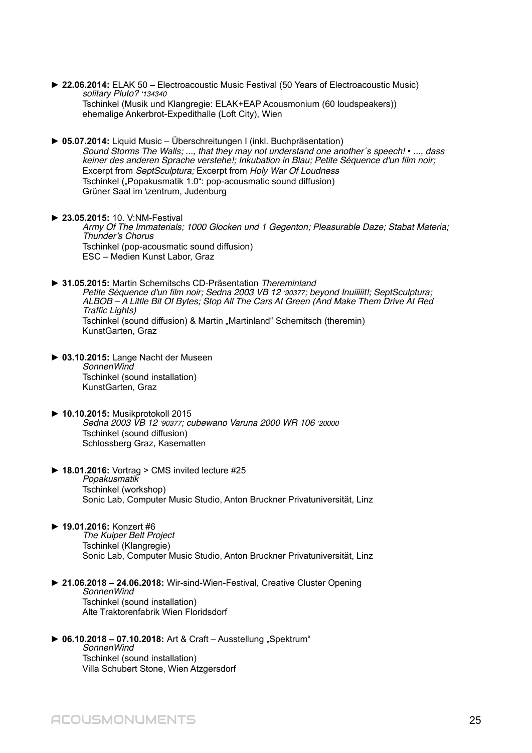► **22.06.2014:** ELAK 50 – Electroacoustic Music Festival (50 Years of Electroacoustic Music)
*solitary Pluto? '134340*
Tschinkel (Musik und Klangregie: ELAK+EAP Acousmonium (60 loudspeakers))
ehemalige Ankerbrot-Expedithalle (Loft City), Wien

► **05.07.2014:** Liquid Music – Überschreitungen I (inkl. Buchpräsentation)
*Sound Storms The Walls; ..., that they may not understand one another´s speech! ▪ ..., dass keiner des anderen Sprache verstehe!; Inkubation in Blau; Petite Séquence d'un film noir;*
Excerpt from *SeptSculptura;* Excerpt from *Holy War Of Loudness*
Tschinkel („Popakusmatik 1.0“: pop-acousmatic sound diffusion)
Grüner Saal im \zentrum, Judenburg

► **23.05.2015:** 10. V:NM-Festival
*Army Of The Immaterials; 1000 Glocken und 1 Gegenton; Pleasurable Daze; Stabat Materia; Thunder's Chorus*
Tschinkel (pop-acousmatic sound diffusion)
ESC – Medien Kunst Labor, Graz

► **31.05.2015:** Martin Schemitschs CD-Präsentation *Thereminland*
*Petite Séquence d'un film noir; Sedna 2003 VB 12 '90377; beyond Inuiiiiit!; SeptSculptura; ALBOB – A Little Bit Of Bytes; Stop All The Cars At Green (And Make Them Drive At Red Traffic Lights)*
Tschinkel (sound diffusion) & Martin „Martinland“ Schemitsch (theremin)
KunstGarten, Graz

► **03.10.2015:** Lange Nacht der Museen
*SonnenWind*
Tschinkel (sound installation)
KunstGarten, Graz

► **10.10.2015:** Musikprotokoll 2015
*Sedna 2003 VB 12 '90377; cubewano Varuna 2000 WR 106 '20000*
Tschinkel (sound diffusion)
Schlossberg Graz, Kasematten

► **18.01.2016:** Vortrag > CMS invited lecture #25
*Popakusmatik*
Tschinkel (workshop)
Sonic Lab, Computer Music Studio, Anton Bruckner Privatuniversität, Linz

► **19.01.2016:** Konzert #6
*The Kuiper Belt Project*
Tschinkel (Klangregie)
Sonic Lab, Computer Music Studio, Anton Bruckner Privatuniversität, Linz

► **21.06.2018 – 24.06.2018:** Wir-sind-Wien-Festival, Creative Cluster Opening
*SonnenWind*
Tschinkel (sound installation)
Alte Traktorenfabrik Wien Floridsdorf

► **06.10.2018 – 07.10.2018:** Art & Craft – Ausstellung „Spektrum“
*SonnenWind*
Tschinkel (sound installation)
Villa Schubert Stone, Wien Atzgersdorf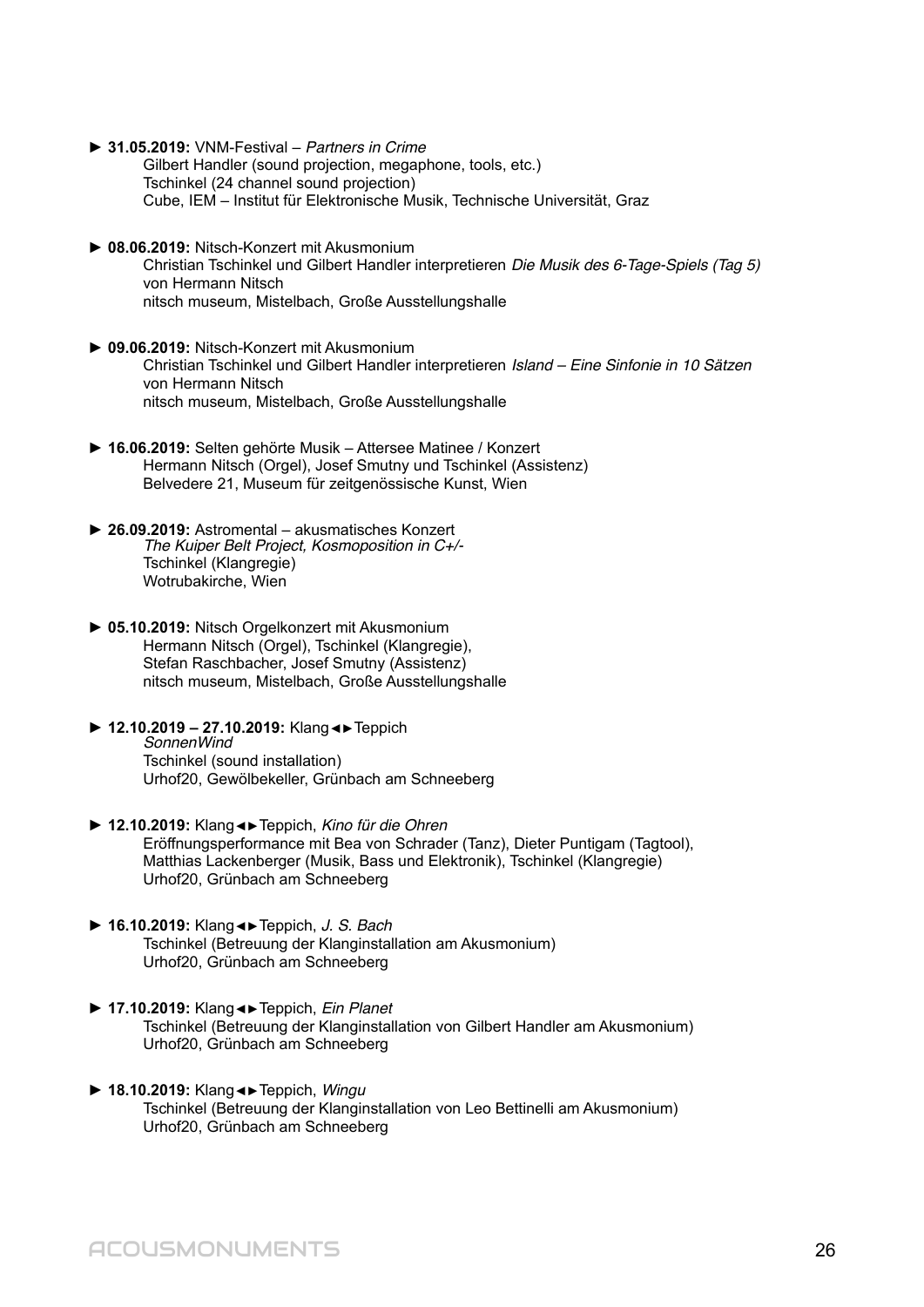► **31.05.2019:** VNM-Festival – *Partners in Crime*
Gilbert Handler (sound projection, megaphone, tools, etc.)
Tschinkel (24 channel sound projection)
Cube, IEM – Institut für Elektronische Musik, Technische Universität, Graz

► **08.06.2019:** Nitsch-Konzert mit Akusmonium
Christian Tschinkel und Gilbert Handler interpretieren *Die Musik des 6-Tage-Spiels (Tag 5)* von Hermann Nitsch
nitsch museum, Mistelbach, Große Ausstellungshalle

► **09.06.2019:** Nitsch-Konzert mit Akusmonium
Christian Tschinkel und Gilbert Handler interpretieren *Island – Eine Sinfonie in 10 Sätzen* von Hermann Nitsch
nitsch museum, Mistelbach, Große Ausstellungshalle

► **16.06.2019:** Selten gehörte Musik – Attersee Matinee / Konzert
Hermann Nitsch (Orgel), Josef Smutny und Tschinkel (Assistenz)
Belvedere 21, Museum für zeitgenössische Kunst, Wien

► **26.09.2019:** Astromental – akusmatisches Konzert
*The Kuiper Belt Project, Kosmoposition in C+/-*
Tschinkel (Klangregie)
Wotrubakirche, Wien

► **05.10.2019:** Nitsch Orgelkonzert mit Akusmonium
Hermann Nitsch (Orgel), Tschinkel (Klangregie),
Stefan Raschbacher, Josef Smutny (Assistenz)
nitsch museum, Mistelbach, Große Ausstellungshalle

► **12.10.2019 – 27.10.2019:** Klang◄►Teppich
*SonnenWind*
Tschinkel (sound installation)
Urhof20, Gewölbekeller, Grünbach am Schneeberg

► **12.10.2019:** Klang◄►Teppich, *Kino für die Ohren*
Eröffnungsperformance mit Bea von Schrader (Tanz), Dieter Puntigam (Tagtool), Matthias Lackenberger (Musik, Bass und Elektronik), Tschinkel (Klangregie)
Urhof20, Grünbach am Schneeberg

► **16.10.2019:** Klang◄►Teppich, *J. S. Bach*
Tschinkel (Betreuung der Klanginstallation am Akusmonium)
Urhof20, Grünbach am Schneeberg

► **17.10.2019:** Klang◄►Teppich, *Ein Planet*
Tschinkel (Betreuung der Klanginstallation von Gilbert Handler am Akusmonium)
Urhof20, Grünbach am Schneeberg

► **18.10.2019:** Klang◄►Teppich, *Wingu*
Tschinkel (Betreuung der Klanginstallation von Leo Bettinelli am Akusmonium)
Urhof20, Grünbach am Schneeberg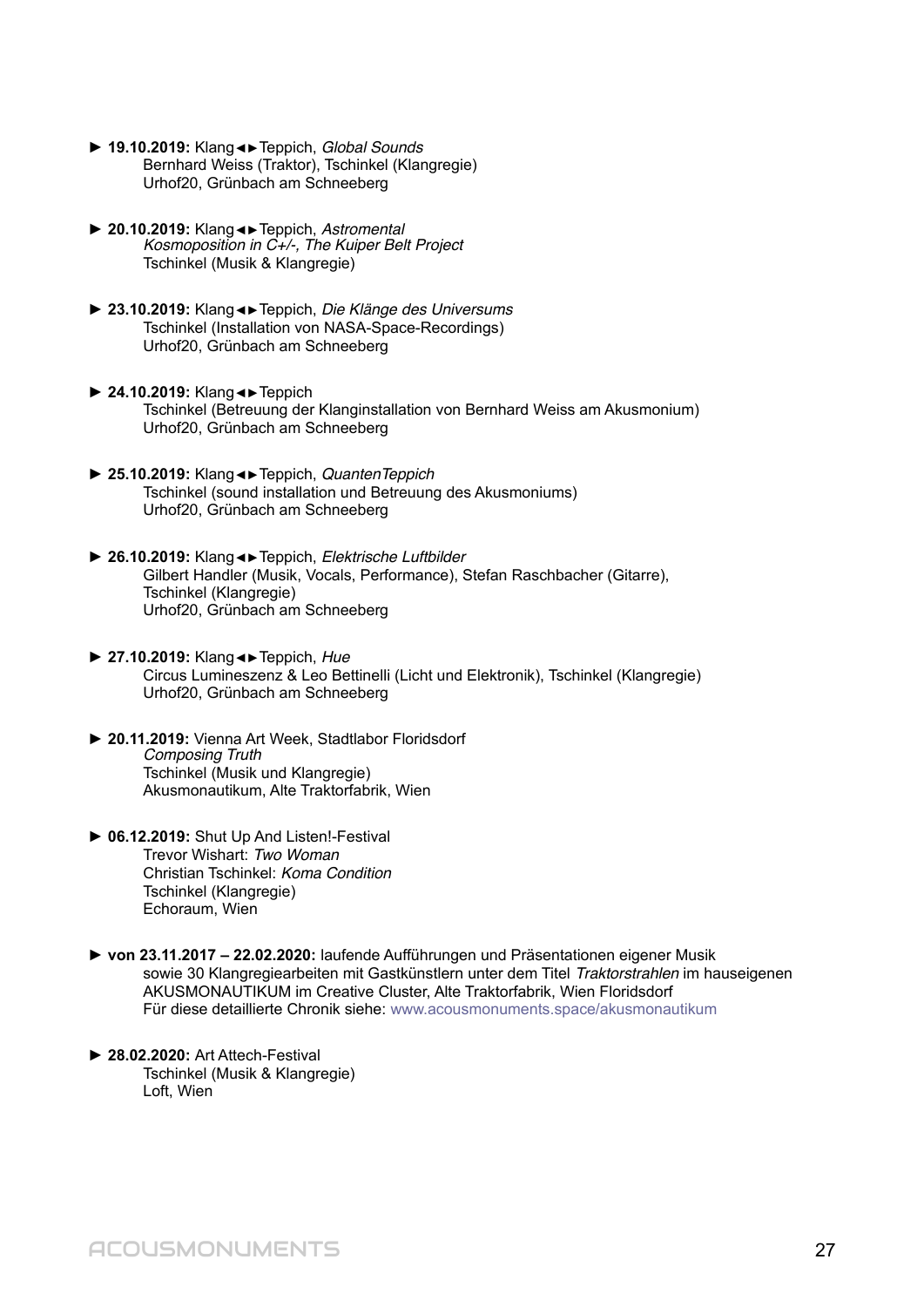► **19.10.2019:** Klang◄►Teppich, *Global Sounds*
Bernhard Weiss (Traktor), Tschinkel (Klangregie)
Urhof20, Grünbach am Schneeberg

► **20.10.2019:** Klang◄►Teppich, *Astromental*
*Kosmoposition in C+/-, The Kuiper Belt Project*
Tschinkel (Musik & Klangregie)

► **23.10.2019:** Klang◄►Teppich, *Die Klänge des Universums*
Tschinkel (Installation von NASA-Space-Recordings)
Urhof20, Grünbach am Schneeberg

► **24.10.2019:** Klang◄►Teppich
Tschinkel (Betreuung der Klanginstallation von Bernhard Weiss am Akusmonium)
Urhof20, Grünbach am Schneeberg

► **25.10.2019:** Klang◄►Teppich, *QuantenTeppich*
Tschinkel (sound installation und Betreuung des Akusmoniums)
Urhof20, Grünbach am Schneeberg

► **26.10.2019:** Klang◄►Teppich, *Elektrische Luftbilder*
Gilbert Handler (Musik, Vocals, Performance), Stefan Raschbacher (Gitarre),
Tschinkel (Klangregie)
Urhof20, Grünbach am Schneeberg

► **27.10.2019:** Klang◄►Teppich, *Hue*
Circus Lumineszenz & Leo Bettinelli (Licht und Elektronik), Tschinkel (Klangregie)
Urhof20, Grünbach am Schneeberg

► **20.11.2019:** Vienna Art Week, Stadtlabor Floridsdorf
*Composing Truth*
Tschinkel (Musik und Klangregie)
Akusmonautikum, Alte Traktorfabrik, Wien

► **06.12.2019:** Shut Up And Listen!-Festival
Trevor Wishart: *Two Woman*
Christian Tschinkel: *Koma Condition*
Tschinkel (Klangregie)
Echoraum, Wien

► **von 23.11.2017 – 22.02.2020:** laufende Aufführungen und Präsentationen eigener Musik sowie 30 Klangregiearbeiten mit Gastkünstlern unter dem Titel *Traktorstrahlen* im hauseigenen AKUSMONAUTIKUM im Creative Cluster, Alte Traktorfabrik, Wien Floridsdorf
Für diese detaillierte Chronik siehe: www.acousmonuments.space/akusmonautikum

► **28.02.2020:** Art Attech-Festival
Tschinkel (Musik & Klangregie)
Loft, Wien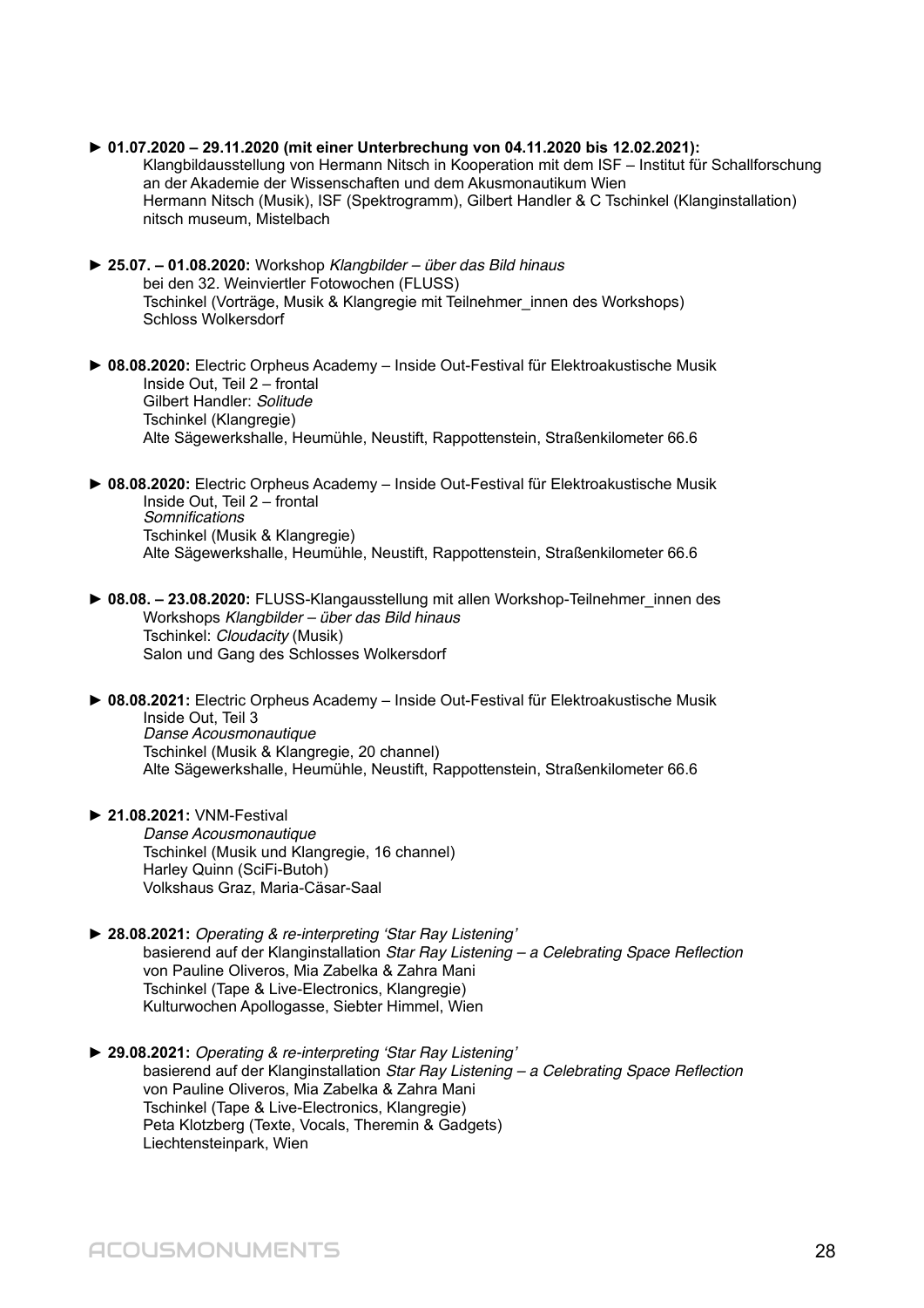► **01.07.2020 – 29.11.2020 (mit einer Unterbrechung von 04.11.2020 bis 12.02.2021):**
Klangbildausstellung von Hermann Nitsch in Kooperation mit dem ISF – Institut für Schallforschung an der Akademie der Wissenschaften und dem Akusmonautikum Wien
Hermann Nitsch (Musik), ISF (Spektrogramm), Gilbert Handler & C Tschinkel (Klanginstallation)
nitsch museum, Mistelbach

► **25.07. – 01.08.2020:** Workshop *Klangbilder – über das Bild hinaus*
bei den 32. Weinviertler Fotowochen (FLUSS)
Tschinkel (Vorträge, Musik & Klangregie mit Teilnehmer_innen des Workshops)
Schloss Wolkersdorf

► **08.08.2020:** Electric Orpheus Academy – Inside Out-Festival für Elektroakustische Musik
Inside Out, Teil 2 – frontal
Gilbert Handler: *Solitude*
Tschinkel (Klangregie)
Alte Sägewerkshalle, Heumühle, Neustift, Rappottenstein, Straßenkilometer 66.6

► **08.08.2020:** Electric Orpheus Academy – Inside Out-Festival für Elektroakustische Musik
Inside Out, Teil 2 – frontal
*Somnifications*
Tschinkel (Musik & Klangregie)
Alte Sägewerkshalle, Heumühle, Neustift, Rappottenstein, Straßenkilometer 66.6

► **08.08. – 23.08.2020:** FLUSS-Klangausstellung mit allen Workshop-Teilnehmer_innen des Workshops *Klangbilder – über das Bild hinaus*
Tschinkel: *Cloudacity* (Musik)
Salon und Gang des Schlosses Wolkersdorf

► **08.08.2021:** Electric Orpheus Academy – Inside Out-Festival für Elektroakustische Musik
Inside Out, Teil 3
*Danse Acousmonautique*
Tschinkel (Musik & Klangregie, 20 channel)
Alte Sägewerkshalle, Heumühle, Neustift, Rappottenstein, Straßenkilometer 66.6

► **21.08.2021:** VNM-Festival
*Danse Acousmonautique*
Tschinkel (Musik und Klangregie, 16 channel)
Harley Quinn (SciFi-Butoh)
Volkshaus Graz, Maria-Cäsar-Saal

► **28.08.2021:** *Operating & re-interpreting 'Star Ray Listening'*
basierend auf der Klanginstallation *Star Ray Listening – a Celebrating Space Reflection*
von Pauline Oliveros, Mia Zabelka & Zahra Mani
Tschinkel (Tape & Live-Electronics, Klangregie)
Kulturwochen Apollogasse, Siebter Himmel, Wien

► **29.08.2021:** *Operating & re-interpreting 'Star Ray Listening'*
basierend auf der Klanginstallation *Star Ray Listening – a Celebrating Space Reflection*
von Pauline Oliveros, Mia Zabelka & Zahra Mani
Tschinkel (Tape & Live-Electronics, Klangregie)
Peta Klotzberg (Texte, Vocals, Theremin & Gadgets)
Liechtensteinpark, Wien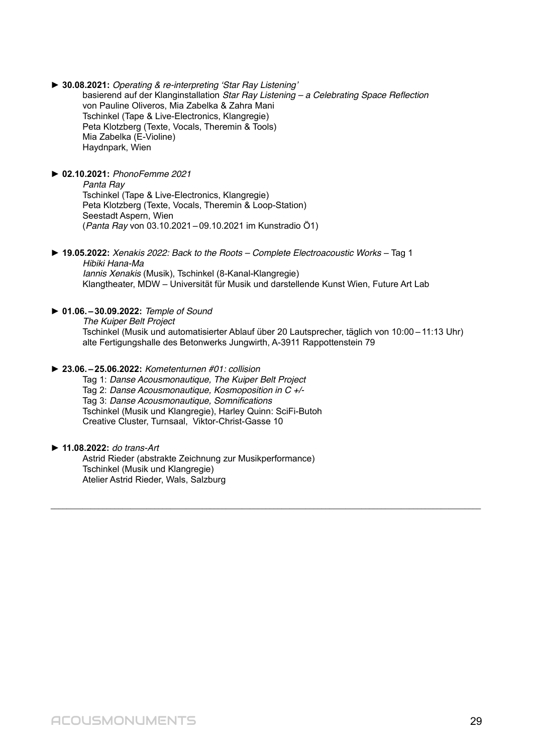► **30.08.2021:** *Operating & re-interpreting 'Star Ray Listening'*
basierend auf der Klanginstallation *Star Ray Listening – a Celebrating Space Reflection*
von Pauline Oliveros, Mia Zabelka & Zahra Mani
Tschinkel (Tape & Live-Electronics, Klangregie)
Peta Klotzberg (Texte, Vocals, Theremin & Tools)
Mia Zabelka (E-Violine)
Haydnpark, Wien

► **02.10.2021:** *PhonoFemme 2021*
*Panta Ray*
Tschinkel (Tape & Live-Electronics, Klangregie)
Peta Klotzberg (Texte, Vocals, Theremin & Loop-Station)
Seestadt Aspern, Wien
(*Panta Ray* von 03.10.2021 – 09.10.2021 im Kunstradio Ö1)

► **19.05.2022:** *Xenakis 2022: Back to the Roots – Complete Electroacoustic Works* – Tag 1
*Hibiki Hana-Ma*
*Iannis Xenakis* (Musik), Tschinkel (8-Kanal-Klangregie)
Klangtheater, MDW – Universität für Musik und darstellende Kunst Wien, Future Art Lab

► **01.06. – 30.09.2022:** *Temple of Sound*
*The Kuiper Belt Project*
Tschinkel (Musik und automatisierter Ablauf über 20 Lautsprecher, täglich von 10:00 – 11:13 Uhr)
alte Fertigungshalle des Betonwerks Jungwirth, A-3911 Rappottenstein 79

► **23.06. – 25.06.2022:** *Kometenturnen #01: collision*
Tag 1: *Danse Acousmonautique, The Kuiper Belt Project*
Tag 2: *Danse Acousmonautique, Kosmoposition in C +/-*
Tag 3: *Danse Acousmonautique, Somnifications*
Tschinkel (Musik und Klangregie), Harley Quinn: SciFi-Butoh
Creative Cluster, Turnsaal, Viktor-Christ-Gasse 10

► **11.08.2022:** *do trans-Art*
Astrid Rieder (abstrakte Zeichnung zur Musikperformance)
Tschinkel (Musik und Klangregie)
Atelier Astrid Rieder, Wals, Salzburg

---